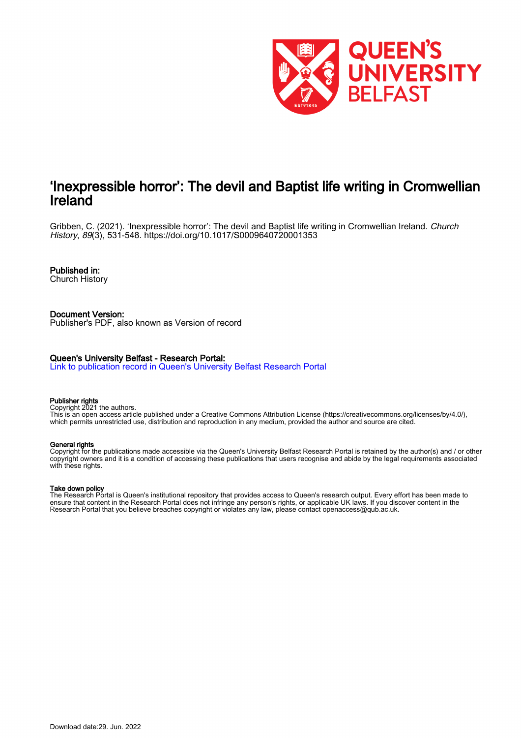# 'Inexpressible horror': The devil and Baptist life writing in Cromwellian Ireland

Gribben, C. (2021). 'Inexpressible horror': The devil and Baptist life writing in Cromwellian Ireland. *Church History*, *89*(3), 531-548. https://doi.org/10.1017/S0009640720001353

**Published in:**
Church History

**Document Version:**
Publisher's PDF, also known as Version of record

**Queen's University Belfast - Research Portal:**
[Link to publication record in Queen's University Belfast Research Portal]

**Publisher rights**
Copyright 2021 the authors.
This is an open access article published under a Creative Commons Attribution License (https://creativecommons.org/licenses/by/4.0/), which permits unrestricted use, distribution and reproduction in any medium, provided the author and source are cited.

**General rights**
Copyright for the publications made accessible via the Queen's University Belfast Research Portal is retained by the author(s) and / or other copyright owners and it is a condition of accessing these publications that users recognise and abide by the legal requirements associated with these rights.

**Take down policy**
The Research Portal is Queen's institutional repository that provides access to Queen's research output. Every effort has been made to ensure that content in the Research Portal does not infringe any person's rights, or applicable UK laws. If you discover content in the Research Portal that you believe breaches copyright or violates any law, please contact openaccess@qub.ac.uk.

Download date:29. Jun. 2022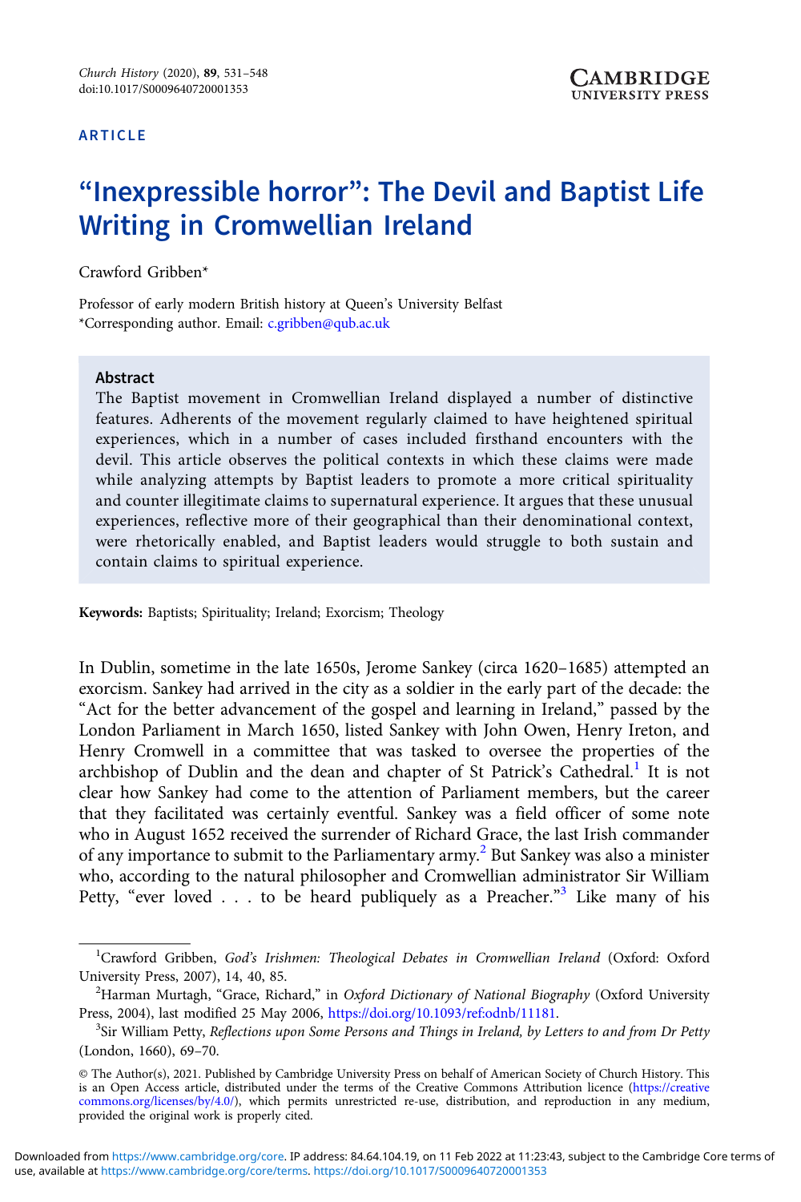ARTICLE

# "Inexpressible horror": The Devil and Baptist Life Writing in Cromwellian Ireland

Crawford Gribben*

Professor of early modern British history at Queen's University Belfast
*Corresponding author. Email: c.gribben@qub.ac.uk

## Abstract

The Baptist movement in Cromwellian Ireland displayed a number of distinctive features. Adherents of the movement regularly claimed to have heightened spiritual experiences, which in a number of cases included firsthand encounters with the devil. This article observes the political contexts in which these claims were made while analyzing attempts by Baptist leaders to promote a more critical spirituality and counter illegitimate claims to supernatural experience. It argues that these unusual experiences, reflective more of their geographical than their denominational context, were rhetorically enabled, and Baptist leaders would struggle to both sustain and contain claims to spiritual experience.

**Keywords:** Baptists; Spirituality; Ireland; Exorcism; Theology

In Dublin, sometime in the late 1650s, Jerome Sankey (circa 1620–1685) attempted an exorcism. Sankey had arrived in the city as a soldier in the early part of the decade: the "Act for the better advancement of the gospel and learning in Ireland," passed by the London Parliament in March 1650, listed Sankey with John Owen, Henry Ireton, and Henry Cromwell in a committee that was tasked to oversee the properties of the archbishop of Dublin and the dean and chapter of St Patrick's Cathedral.[1] It is not clear how Sankey had come to the attention of Parliament members, but the career that they facilitated was certainly eventful. Sankey was a field officer of some note who in August 1652 received the surrender of Richard Grace, the last Irish commander of any importance to submit to the Parliamentary army.[2] But Sankey was also a minister who, according to the natural philosopher and Cromwellian administrator Sir William Petty, "ever loved . . . to be heard publiquely as a Preacher."[3] Like many of his

[1]Crawford Gribben, *God's Irishmen: Theological Debates in Cromwellian Ireland* (Oxford: Oxford University Press, 2007), 14, 40, 85.

[2]Harman Murtagh, "Grace, Richard," in *Oxford Dictionary of National Biography* (Oxford University Press, 2004), last modified 25 May 2006, https://doi.org/10.1093/ref:odnb/11181.

[3]Sir William Petty, *Reflections upon Some Persons and Things in Ireland, by Letters to and from Dr Petty* (London, 1660), 69–70.

© The Author(s), 2021. Published by Cambridge University Press on behalf of American Society of Church History. This is an Open Access article, distributed under the terms of the Creative Commons Attribution licence (https://creativecommons.org/licenses/by/4.0/), which permits unrestricted re-use, distribution, and reproduction in any medium, provided the original work is properly cited.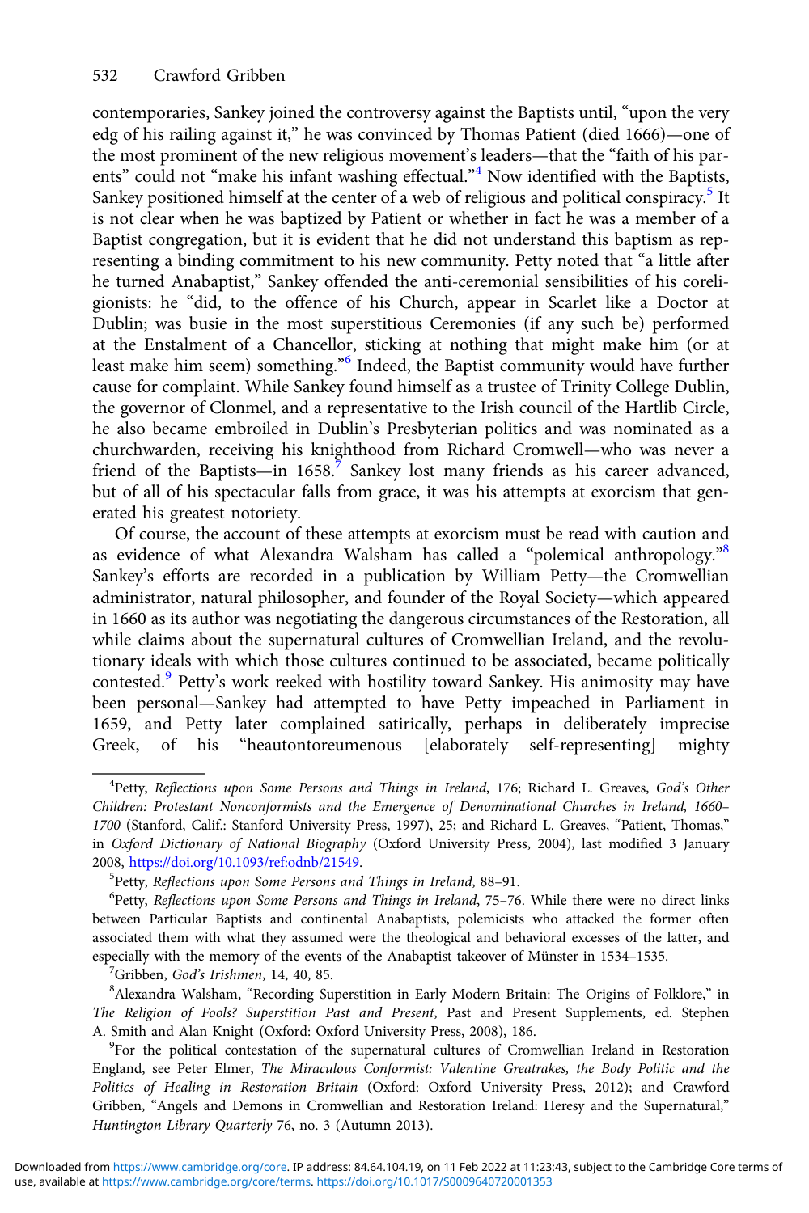contemporaries, Sankey joined the controversy against the Baptists until, "upon the very edg of his railing against it," he was convinced by Thomas Patient (died 1666)—one of the most prominent of the new religious movement's leaders—that the "faith of his parents" could not "make his infant washing effectual."[4] Now identified with the Baptists, Sankey positioned himself at the center of a web of religious and political conspiracy.[5] It is not clear when he was baptized by Patient or whether in fact he was a member of a Baptist congregation, but it is evident that he did not understand this baptism as representing a binding commitment to his new community. Petty noted that "a little after he turned Anabaptist," Sankey offended the anti-ceremonial sensibilities of his coreligionists: he "did, to the offence of his Church, appear in Scarlet like a Doctor at Dublin; was busie in the most superstitious Ceremonies (if any such be) performed at the Enstalment of a Chancellor, sticking at nothing that might make him (or at least make him seem) something."[6] Indeed, the Baptist community would have further cause for complaint. While Sankey found himself as a trustee of Trinity College Dublin, the governor of Clonmel, and a representative to the Irish council of the Hartlib Circle, he also became embroiled in Dublin's Presbyterian politics and was nominated as a churchwarden, receiving his knighthood from Richard Cromwell—who was never a friend of the Baptists—in 1658.[7] Sankey lost many friends as his career advanced, but of all of his spectacular falls from grace, it was his attempts at exorcism that generated his greatest notoriety.

Of course, the account of these attempts at exorcism must be read with caution and as evidence of what Alexandra Walsham has called a "polemical anthropology."[8] Sankey's efforts are recorded in a publication by William Petty—the Cromwellian administrator, natural philosopher, and founder of the Royal Society—which appeared in 1660 as its author was negotiating the dangerous circumstances of the Restoration, all while claims about the supernatural cultures of Cromwellian Ireland, and the revolutionary ideals with which those cultures continued to be associated, became politically contested.[9] Petty's work reeked with hostility toward Sankey. His animosity may have been personal—Sankey had attempted to have Petty impeached in Parliament in 1659, and Petty later complained satirically, perhaps in deliberately imprecise Greek, of his "heautontoreumenous [elaborately self-representing] mighty

---

[4]Petty, *Reflections upon Some Persons and Things in Ireland*, 176; Richard L. Greaves, *God's Other Children: Protestant Nonconformists and the Emergence of Denominational Churches in Ireland, 1660–1700* (Stanford, Calif.: Stanford University Press, 1997), 25; and Richard L. Greaves, "Patient, Thomas," in *Oxford Dictionary of National Biography* (Oxford University Press, 2004), last modified 3 January 2008, https://doi.org/10.1093/ref:odnb/21549.

[5]Petty, *Reflections upon Some Persons and Things in Ireland*, 88–91.

[6]Petty, *Reflections upon Some Persons and Things in Ireland*, 75–76. While there were no direct links between Particular Baptists and continental Anabaptists, polemicists who attacked the former often associated them with what they assumed were the theological and behavioral excesses of the latter, and especially with the memory of the events of the Anabaptist takeover of Münster in 1534–1535.

[7]Gribben, *God's Irishmen*, 14, 40, 85.

[8]Alexandra Walsham, "Recording Superstition in Early Modern Britain: The Origins of Folklore," in *The Religion of Fools? Superstition Past and Present*, Past and Present Supplements, ed. Stephen A. Smith and Alan Knight (Oxford: Oxford University Press, 2008), 186.

[9]For the political contestation of the supernatural cultures of Cromwellian Ireland in Restoration England, see Peter Elmer, *The Miraculous Conformist: Valentine Greatrakes, the Body Politic and the Politics of Healing in Restoration Britain* (Oxford: Oxford University Press, 2012); and Crawford Gribben, "Angels and Demons in Cromwellian and Restoration Ireland: Heresy and the Supernatural," *Huntington Library Quarterly* 76, no. 3 (Autumn 2013).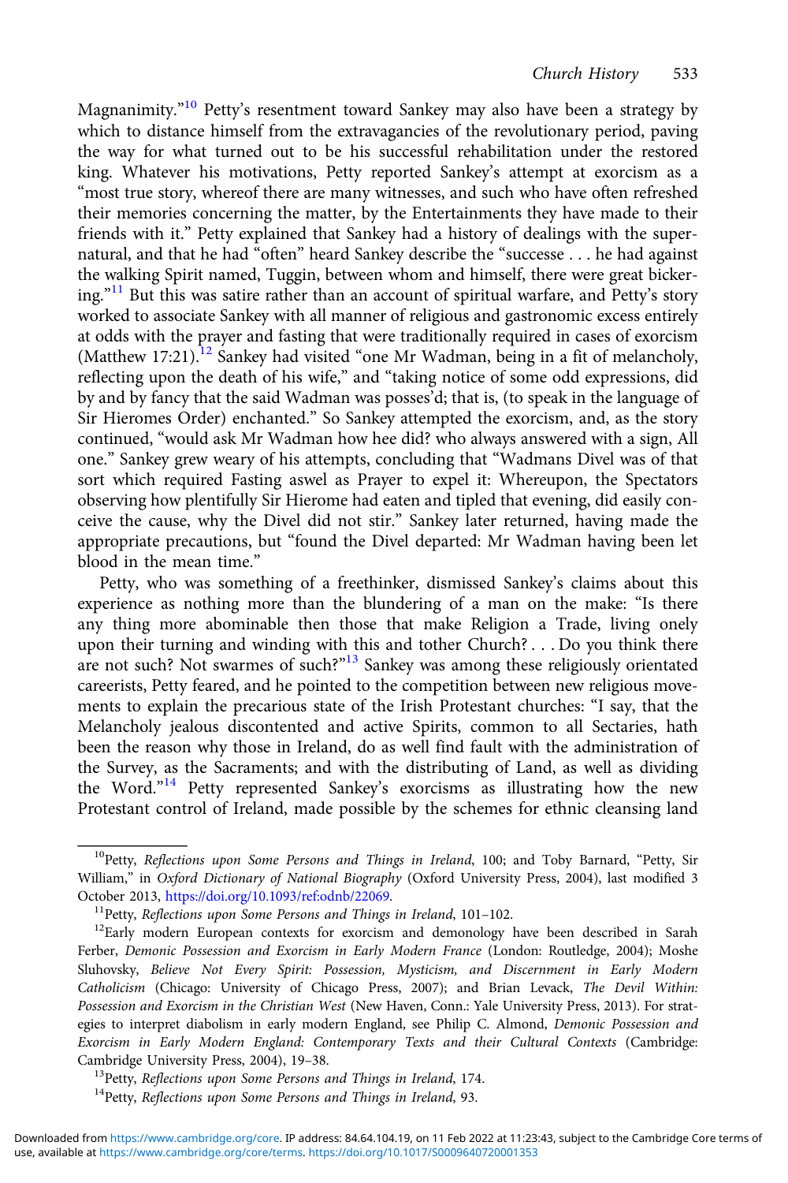Magnanimity."[10] Petty's resentment toward Sankey may also have been a strategy by which to distance himself from the extravagancies of the revolutionary period, paving the way for what turned out to be his successful rehabilitation under the restored king. Whatever his motivations, Petty reported Sankey's attempt at exorcism as a "most true story, whereof there are many witnesses, and such who have often refreshed their memories concerning the matter, by the Entertainments they have made to their friends with it." Petty explained that Sankey had a history of dealings with the supernatural, and that he had "often" heard Sankey describe the "successe . . . he had against the walking Spirit named, Tuggin, between whom and himself, there were great bickering."[11] But this was satire rather than an account of spiritual warfare, and Petty's story worked to associate Sankey with all manner of religious and gastronomic excess entirely at odds with the prayer and fasting that were traditionally required in cases of exorcism (Matthew 17:21).[12] Sankey had visited "one Mr Wadman, being in a fit of melancholy, reflecting upon the death of his wife," and "taking notice of some odd expressions, did by and by fancy that the said Wadman was posses'd; that is, (to speak in the language of Sir Hieromes Order) enchanted." So Sankey attempted the exorcism, and, as the story continued, "would ask Mr Wadman how hee did? who always answered with a sign, All one." Sankey grew weary of his attempts, concluding that "Wadmans Divel was of that sort which required Fasting aswel as Prayer to expel it: Whereupon, the Spectators observing how plentifully Sir Hierome had eaten and tipled that evening, did easily conceive the cause, why the Divel did not stir." Sankey later returned, having made the appropriate precautions, but "found the Divel departed: Mr Wadman having been let blood in the mean time."

Petty, who was something of a freethinker, dismissed Sankey's claims about this experience as nothing more than the blundering of a man on the make: "Is there any thing more abominable then those that make Religion a Trade, living onely upon their turning and winding with this and tother Church? . . . Do you think there are not such? Not swarmes of such?"[13] Sankey was among these religiously orientated careerists, Petty feared, and he pointed to the competition between new religious movements to explain the precarious state of the Irish Protestant churches: "I say, that the Melancholy jealous discontented and active Spirits, common to all Sectaries, hath been the reason why those in Ireland, do as well find fault with the administration of the Survey, as the Sacraments; and with the distributing of Land, as well as dividing the Word."[14] Petty represented Sankey's exorcisms as illustrating how the new Protestant control of Ireland, made possible by the schemes for ethnic cleansing land

---

[10] Petty, *Reflections upon Some Persons and Things in Ireland*, 100; and Toby Barnard, "Petty, Sir William," in *Oxford Dictionary of National Biography* (Oxford University Press, 2004), last modified 3 October 2013, https://doi.org/10.1093/ref:odnb/22069.

[11] Petty, *Reflections upon Some Persons and Things in Ireland*, 101–102.

[12] Early modern European contexts for exorcism and demonology have been described in Sarah Ferber, *Demonic Possession and Exorcism in Early Modern France* (London: Routledge, 2004); Moshe Sluhovsky, *Believe Not Every Spirit: Possession, Mysticism, and Discernment in Early Modern Catholicism* (Chicago: University of Chicago Press, 2007); and Brian Levack, *The Devil Within: Possession and Exorcism in the Christian West* (New Haven, Conn.: Yale University Press, 2013). For strategies to interpret diabolism in early modern England, see Philip C. Almond, *Demonic Possession and Exorcism in Early Modern England: Contemporary Texts and their Cultural Contexts* (Cambridge: Cambridge University Press, 2004), 19–38.

[13] Petty, *Reflections upon Some Persons and Things in Ireland*, 174.

[14] Petty, *Reflections upon Some Persons and Things in Ireland*, 93.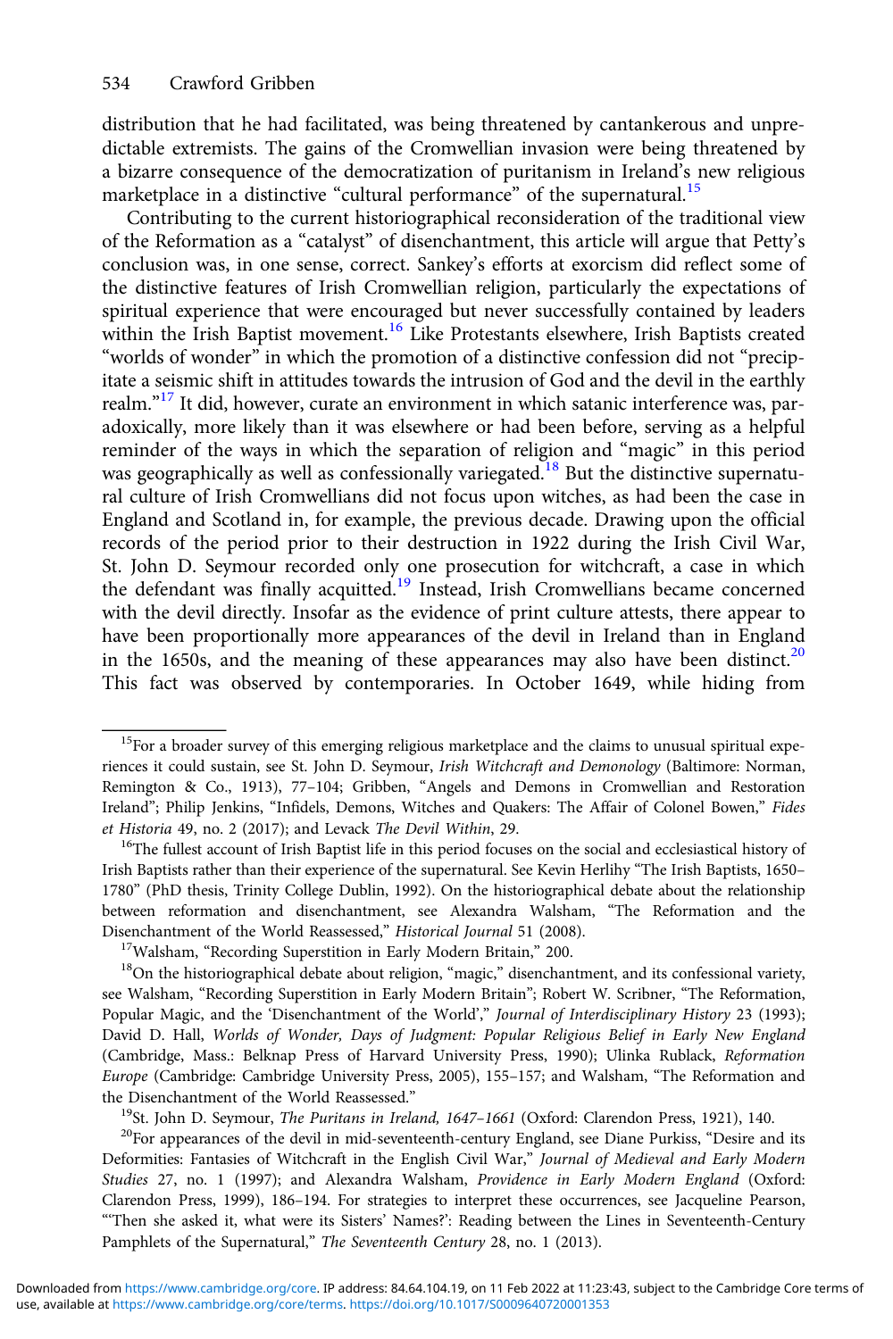distribution that he had facilitated, was being threatened by cantankerous and unpredictable extremists. The gains of the Cromwellian invasion were being threatened by a bizarre consequence of the democratization of puritanism in Ireland's new religious marketplace in a distinctive "cultural performance" of the supernatural.[15]

Contributing to the current historiographical reconsideration of the traditional view of the Reformation as a "catalyst" of disenchantment, this article will argue that Petty's conclusion was, in one sense, correct. Sankey's efforts at exorcism did reflect some of the distinctive features of Irish Cromwellian religion, particularly the expectations of spiritual experience that were encouraged but never successfully contained by leaders within the Irish Baptist movement.[16] Like Protestants elsewhere, Irish Baptists created "worlds of wonder" in which the promotion of a distinctive confession did not "precipitate a seismic shift in attitudes towards the intrusion of God and the devil in the earthly realm."[17] It did, however, curate an environment in which satanic interference was, paradoxically, more likely than it was elsewhere or had been before, serving as a helpful reminder of the ways in which the separation of religion and "magic" in this period was geographically as well as confessionally variegated.[18] But the distinctive supernatural culture of Irish Cromwellians did not focus upon witches, as had been the case in England and Scotland in, for example, the previous decade. Drawing upon the official records of the period prior to their destruction in 1922 during the Irish Civil War, St. John D. Seymour recorded only one prosecution for witchcraft, a case in which the defendant was finally acquitted.[19] Instead, Irish Cromwellians became concerned with the devil directly. Insofar as the evidence of print culture attests, there appear to have been proportionally more appearances of the devil in Ireland than in England in the 1650s, and the meaning of these appearances may also have been distinct.[20] This fact was observed by contemporaries. In October 1649, while hiding from

---

[15]For a broader survey of this emerging religious marketplace and the claims to unusual spiritual experiences it could sustain, see St. John D. Seymour, *Irish Witchcraft and Demonology* (Baltimore: Norman, Remington & Co., 1913), 77–104; Gribben, "Angels and Demons in Cromwellian and Restoration Ireland"; Philip Jenkins, "Infidels, Demons, Witches and Quakers: The Affair of Colonel Bowen," *Fides et Historia* 49, no. 2 (2017); and Levack *The Devil Within*, 29.

[16]The fullest account of Irish Baptist life in this period focuses on the social and ecclesiastical history of Irish Baptists rather than their experience of the supernatural. See Kevin Herlihy "The Irish Baptists, 1650–1780" (PhD thesis, Trinity College Dublin, 1992). On the historiographical debate about the relationship between reformation and disenchantment, see Alexandra Walsham, "The Reformation and the Disenchantment of the World Reassessed," *Historical Journal* 51 (2008).

[17]Walsham, "Recording Superstition in Early Modern Britain," 200.

[18]On the historiographical debate about religion, "magic," disenchantment, and its confessional variety, see Walsham, "Recording Superstition in Early Modern Britain"; Robert W. Scribner, "The Reformation, Popular Magic, and the 'Disenchantment of the World'," *Journal of Interdisciplinary History* 23 (1993); David D. Hall, *Worlds of Wonder, Days of Judgment: Popular Religious Belief in Early New England* (Cambridge, Mass.: Belknap Press of Harvard University Press, 1990); Ulinka Rublack, *Reformation Europe* (Cambridge: Cambridge University Press, 2005), 155–157; and Walsham, "The Reformation and the Disenchantment of the World Reassessed."

[19]St. John D. Seymour, *The Puritans in Ireland, 1647–1661* (Oxford: Clarendon Press, 1921), 140.

[20]For appearances of the devil in mid-seventeenth-century England, see Diane Purkiss, "Desire and its Deformities: Fantasies of Witchcraft in the English Civil War," *Journal of Medieval and Early Modern Studies* 27, no. 1 (1997); and Alexandra Walsham, *Providence in Early Modern England* (Oxford: Clarendon Press, 1999), 186–194. For strategies to interpret these occurrences, see Jacqueline Pearson, "'Then she asked it, what were its Sisters' Names?': Reading between the Lines in Seventeenth-Century Pamphlets of the Supernatural," *The Seventeenth Century* 28, no. 1 (2013).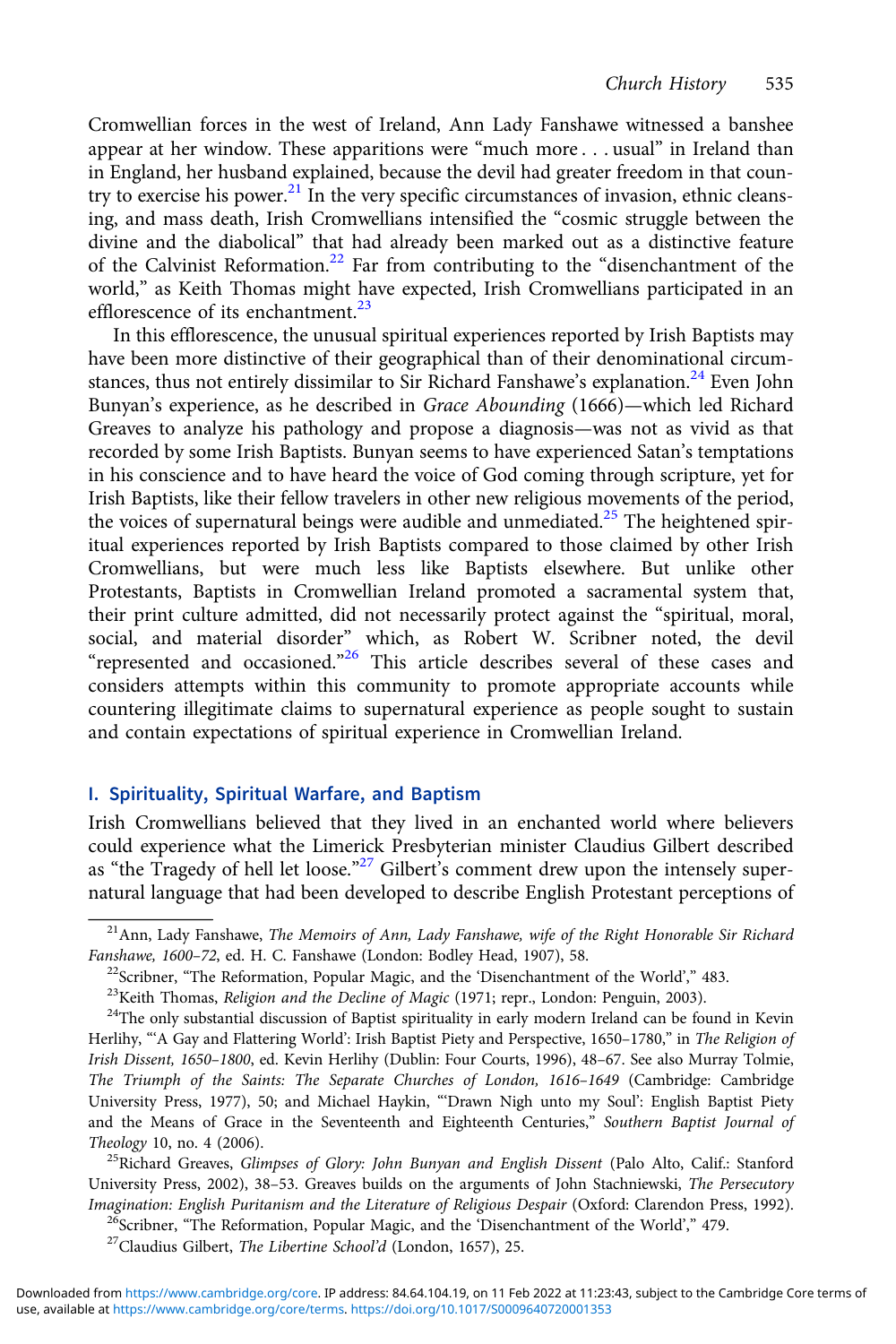Cromwellian forces in the west of Ireland, Ann Lady Fanshawe witnessed a banshee appear at her window. These apparitions were "much more . . . usual" in Ireland than in England, her husband explained, because the devil had greater freedom in that country to exercise his power.[21] In the very specific circumstances of invasion, ethnic cleansing, and mass death, Irish Cromwellians intensified the "cosmic struggle between the divine and the diabolical" that had already been marked out as a distinctive feature of the Calvinist Reformation.[22] Far from contributing to the "disenchantment of the world," as Keith Thomas might have expected, Irish Cromwellians participated in an efflorescence of its enchantment.[23]

In this efflorescence, the unusual spiritual experiences reported by Irish Baptists may have been more distinctive of their geographical than of their denominational circumstances, thus not entirely dissimilar to Sir Richard Fanshawe's explanation.[24] Even John Bunyan's experience, as he described in *Grace Abounding* (1666)—which led Richard Greaves to analyze his pathology and propose a diagnosis—was not as vivid as that recorded by some Irish Baptists. Bunyan seems to have experienced Satan's temptations in his conscience and to have heard the voice of God coming through scripture, yet for Irish Baptists, like their fellow travelers in other new religious movements of the period, the voices of supernatural beings were audible and unmediated.[25] The heightened spiritual experiences reported by Irish Baptists compared to those claimed by other Irish Cromwellians, but were much less like Baptists elsewhere. But unlike other Protestants, Baptists in Cromwellian Ireland promoted a sacramental system that, their print culture admitted, did not necessarily protect against the "spiritual, moral, social, and material disorder" which, as Robert W. Scribner noted, the devil "represented and occasioned."[26] This article describes several of these cases and considers attempts within this community to promote appropriate accounts while countering illegitimate claims to supernatural experience as people sought to sustain and contain expectations of spiritual experience in Cromwellian Ireland.

## I. Spirituality, Spiritual Warfare, and Baptism

Irish Cromwellians believed that they lived in an enchanted world where believers could experience what the Limerick Presbyterian minister Claudius Gilbert described as "the Tragedy of hell let loose."[27] Gilbert's comment drew upon the intensely supernatural language that had been developed to describe English Protestant perceptions of

---

[21] Ann, Lady Fanshawe, *The Memoirs of Ann, Lady Fanshawe, wife of the Right Honorable Sir Richard Fanshawe, 1600–72*, ed. H. C. Fanshawe (London: Bodley Head, 1907), 58.

[22] Scribner, "The Reformation, Popular Magic, and the 'Disenchantment of the World'," 483.

[23] Keith Thomas, *Religion and the Decline of Magic* (1971; repr., London: Penguin, 2003).

[24] The only substantial discussion of Baptist spirituality in early modern Ireland can be found in Kevin Herlihy, "'A Gay and Flattering World': Irish Baptist Piety and Perspective, 1650–1780," in *The Religion of Irish Dissent, 1650–1800*, ed. Kevin Herlihy (Dublin: Four Courts, 1996), 48–67. See also Murray Tolmie, *The Triumph of the Saints: The Separate Churches of London, 1616–1649* (Cambridge: Cambridge University Press, 1977), 50; and Michael Haykin, "'Drawn Nigh unto my Soul': English Baptist Piety and the Means of Grace in the Seventeenth and Eighteenth Centuries," *Southern Baptist Journal of Theology* 10, no. 4 (2006).

[25] Richard Greaves, *Glimpses of Glory: John Bunyan and English Dissent* (Palo Alto, Calif.: Stanford University Press, 2002), 38–53. Greaves builds on the arguments of John Stachniewski, *The Persecutory Imagination: English Puritanism and the Literature of Religious Despair* (Oxford: Clarendon Press, 1992).

[26] Scribner, "The Reformation, Popular Magic, and the 'Disenchantment of the World'," 479.

[27] Claudius Gilbert, *The Libertine School'd* (London, 1657), 25.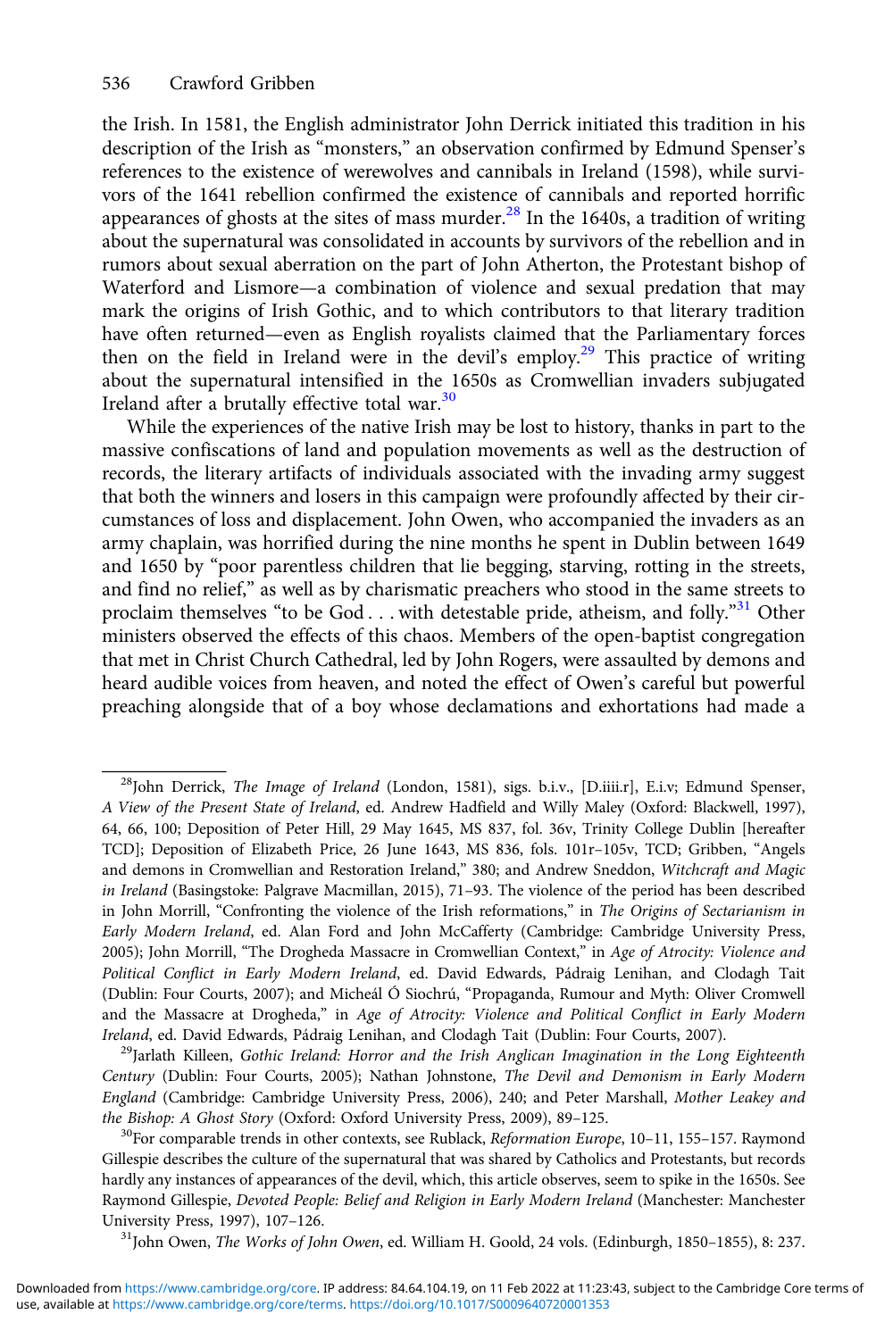the Irish. In 1581, the English administrator John Derrick initiated this tradition in his description of the Irish as "monsters," an observation confirmed by Edmund Spenser's references to the existence of werewolves and cannibals in Ireland (1598), while survivors of the 1641 rebellion confirmed the existence of cannibals and reported horrific appearances of ghosts at the sites of mass murder.[28] In the 1640s, a tradition of writing about the supernatural was consolidated in accounts by survivors of the rebellion and in rumors about sexual aberration on the part of John Atherton, the Protestant bishop of Waterford and Lismore—a combination of violence and sexual predation that may mark the origins of Irish Gothic, and to which contributors to that literary tradition have often returned—even as English royalists claimed that the Parliamentary forces then on the field in Ireland were in the devil's employ.[29] This practice of writing about the supernatural intensified in the 1650s as Cromwellian invaders subjugated Ireland after a brutally effective total war.[30]

While the experiences of the native Irish may be lost to history, thanks in part to the massive confiscations of land and population movements as well as the destruction of records, the literary artifacts of individuals associated with the invading army suggest that both the winners and losers in this campaign were profoundly affected by their circumstances of loss and displacement. John Owen, who accompanied the invaders as an army chaplain, was horrified during the nine months he spent in Dublin between 1649 and 1650 by "poor parentless children that lie begging, starving, rotting in the streets, and find no relief," as well as by charismatic preachers who stood in the same streets to proclaim themselves "to be God . . . with detestable pride, atheism, and folly."[31] Other ministers observed the effects of this chaos. Members of the open-baptist congregation that met in Christ Church Cathedral, led by John Rogers, were assaulted by demons and heard audible voices from heaven, and noted the effect of Owen's careful but powerful preaching alongside that of a boy whose declamations and exhortations had made a

---

[28] John Derrick, *The Image of Ireland* (London, 1581), sigs. b.i.v., [D.iiii.r], E.i.v; Edmund Spenser, *A View of the Present State of Ireland*, ed. Andrew Hadfield and Willy Maley (Oxford: Blackwell, 1997), 64, 66, 100; Deposition of Peter Hill, 29 May 1645, MS 837, fol. 36v, Trinity College Dublin [hereafter TCD]; Deposition of Elizabeth Price, 26 June 1643, MS 836, fols. 101r–105v, TCD; Gribben, "Angels and demons in Cromwellian and Restoration Ireland," 380; and Andrew Sneddon, *Witchcraft and Magic in Ireland* (Basingstoke: Palgrave Macmillan, 2015), 71–93. The violence of the period has been described in John Morrill, "Confronting the violence of the Irish reformations," in *The Origins of Sectarianism in Early Modern Ireland*, ed. Alan Ford and John McCafferty (Cambridge: Cambridge University Press, 2005); John Morrill, "The Drogheda Massacre in Cromwellian Context," in *Age of Atrocity: Violence and Political Conflict in Early Modern Ireland*, ed. David Edwards, Pádraig Lenihan, and Clodagh Tait (Dublin: Four Courts, 2007); and Micheál Ó Siochrú, "Propaganda, Rumour and Myth: Oliver Cromwell and the Massacre at Drogheda," in *Age of Atrocity: Violence and Political Conflict in Early Modern Ireland*, ed. David Edwards, Pádraig Lenihan, and Clodagh Tait (Dublin: Four Courts, 2007).

[29] Jarlath Killeen, *Gothic Ireland: Horror and the Irish Anglican Imagination in the Long Eighteenth Century* (Dublin: Four Courts, 2005); Nathan Johnstone, *The Devil and Demonism in Early Modern England* (Cambridge: Cambridge University Press, 2006), 240; and Peter Marshall, *Mother Leakey and the Bishop: A Ghost Story* (Oxford: Oxford University Press, 2009), 89–125.

[30] For comparable trends in other contexts, see Rublack, *Reformation Europe*, 10–11, 155–157. Raymond Gillespie describes the culture of the supernatural that was shared by Catholics and Protestants, but records hardly any instances of appearances of the devil, which, this article observes, seem to spike in the 1650s. See Raymond Gillespie, *Devoted People: Belief and Religion in Early Modern Ireland* (Manchester: Manchester University Press, 1997), 107–126.

[31] John Owen, *The Works of John Owen*, ed. William H. Goold, 24 vols. (Edinburgh, 1850–1855), 8: 237.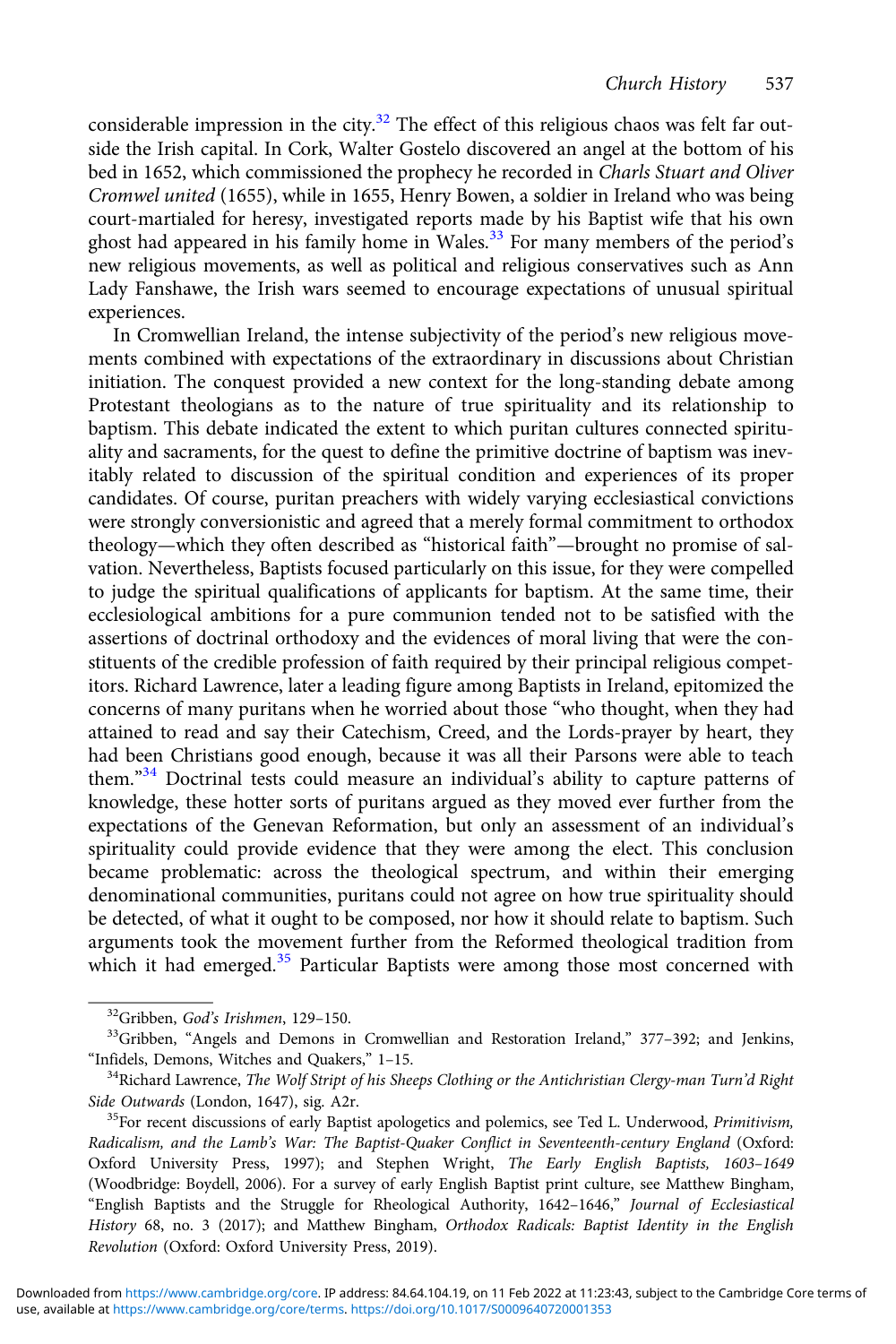considerable impression in the city.[32] The effect of this religious chaos was felt far outside the Irish capital. In Cork, Walter Gostelo discovered an angel at the bottom of his bed in 1652, which commissioned the prophecy he recorded in *Charls Stuart and Oliver Cromwel united* (1655), while in 1655, Henry Bowen, a soldier in Ireland who was being court-martialed for heresy, investigated reports made by his Baptist wife that his own ghost had appeared in his family home in Wales.[33] For many members of the period's new religious movements, as well as political and religious conservatives such as Ann Lady Fanshawe, the Irish wars seemed to encourage expectations of unusual spiritual experiences.

In Cromwellian Ireland, the intense subjectivity of the period's new religious movements combined with expectations of the extraordinary in discussions about Christian initiation. The conquest provided a new context for the long-standing debate among Protestant theologians as to the nature of true spirituality and its relationship to baptism. This debate indicated the extent to which puritan cultures connected spirituality and sacraments, for the quest to define the primitive doctrine of baptism was inevitably related to discussion of the spiritual condition and experiences of its proper candidates. Of course, puritan preachers with widely varying ecclesiastical convictions were strongly conversionistic and agreed that a merely formal commitment to orthodox theology—which they often described as "historical faith"—brought no promise of salvation. Nevertheless, Baptists focused particularly on this issue, for they were compelled to judge the spiritual qualifications of applicants for baptism. At the same time, their ecclesiological ambitions for a pure communion tended not to be satisfied with the assertions of doctrinal orthodoxy and the evidences of moral living that were the constituents of the credible profession of faith required by their principal religious competitors. Richard Lawrence, later a leading figure among Baptists in Ireland, epitomized the concerns of many puritans when he worried about those "who thought, when they had attained to read and say their Catechism, Creed, and the Lords-prayer by heart, they had been Christians good enough, because it was all their Parsons were able to teach them."[34] Doctrinal tests could measure an individual's ability to capture patterns of knowledge, these hotter sorts of puritans argued as they moved ever further from the expectations of the Genevan Reformation, but only an assessment of an individual's spirituality could provide evidence that they were among the elect. This conclusion became problematic: across the theological spectrum, and within their emerging denominational communities, puritans could not agree on how true spirituality should be detected, of what it ought to be composed, nor how it should relate to baptism. Such arguments took the movement further from the Reformed theological tradition from which it had emerged.[35] Particular Baptists were among those most concerned with

---

[32]Gribben, *God's Irishmen*, 129–150.

[33]Gribben, "Angels and Demons in Cromwellian and Restoration Ireland," 377–392; and Jenkins, "Infidels, Demons, Witches and Quakers," 1–15.

[34]Richard Lawrence, *The Wolf Stript of his Sheeps Clothing or the Antichristian Clergy-man Turn'd Right Side Outwards* (London, 1647), sig. A2r.

[35]For recent discussions of early Baptist apologetics and polemics, see Ted L. Underwood, *Primitivism, Radicalism, and the Lamb's War: The Baptist-Quaker Conflict in Seventeenth-century England* (Oxford: Oxford University Press, 1997); and Stephen Wright, *The Early English Baptists, 1603–1649* (Woodbridge: Boydell, 2006). For a survey of early English Baptist print culture, see Matthew Bingham, "English Baptists and the Struggle for Rheological Authority, 1642–1646," *Journal of Ecclesiastical History* 68, no. 3 (2017); and Matthew Bingham, *Orthodox Radicals: Baptist Identity in the English Revolution* (Oxford: Oxford University Press, 2019).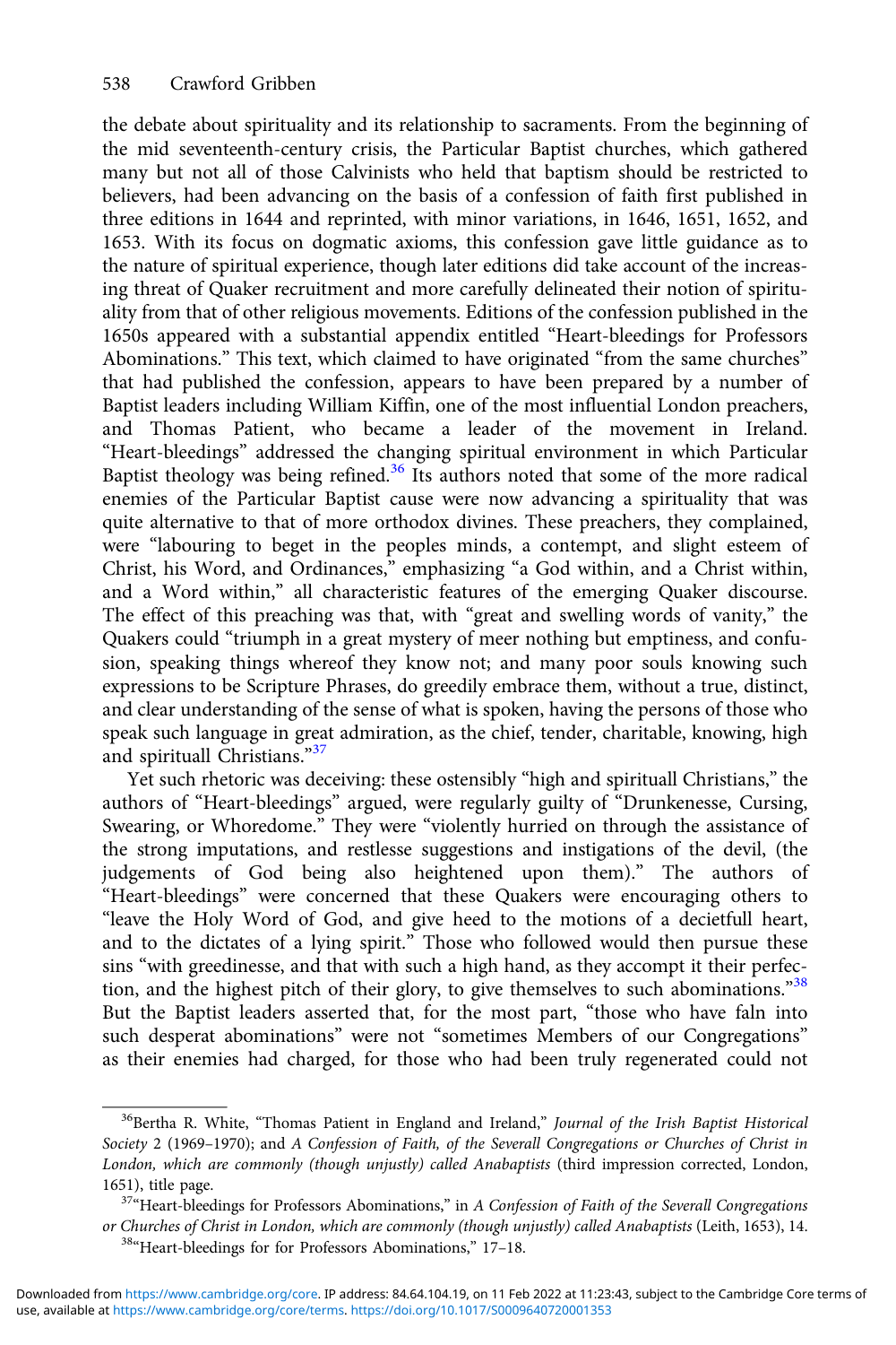the debate about spirituality and its relationship to sacraments. From the beginning of the mid seventeenth-century crisis, the Particular Baptist churches, which gathered many but not all of those Calvinists who held that baptism should be restricted to believers, had been advancing on the basis of a confession of faith first published in three editions in 1644 and reprinted, with minor variations, in 1646, 1651, 1652, and 1653. With its focus on dogmatic axioms, this confession gave little guidance as to the nature of spiritual experience, though later editions did take account of the increasing threat of Quaker recruitment and more carefully delineated their notion of spirituality from that of other religious movements. Editions of the confession published in the 1650s appeared with a substantial appendix entitled "Heart-bleedings for Professors Abominations." This text, which claimed to have originated "from the same churches" that had published the confession, appears to have been prepared by a number of Baptist leaders including William Kiffin, one of the most influential London preachers, and Thomas Patient, who became a leader of the movement in Ireland. "Heart-bleedings" addressed the changing spiritual environment in which Particular Baptist theology was being refined.[36] Its authors noted that some of the more radical enemies of the Particular Baptist cause were now advancing a spirituality that was quite alternative to that of more orthodox divines. These preachers, they complained, were "labouring to beget in the peoples minds, a contempt, and slight esteem of Christ, his Word, and Ordinances," emphasizing "a God within, and a Christ within, and a Word within," all characteristic features of the emerging Quaker discourse. The effect of this preaching was that, with "great and swelling words of vanity," the Quakers could "triumph in a great mystery of meer nothing but emptiness, and confusion, speaking things whereof they know not; and many poor souls knowing such expressions to be Scripture Phrases, do greedily embrace them, without a true, distinct, and clear understanding of the sense of what is spoken, having the persons of those who speak such language in great admiration, as the chief, tender, charitable, knowing, high and spirituall Christians."[37]

Yet such rhetoric was deceiving: these ostensibly "high and spirituall Christians," the authors of "Heart-bleedings" argued, were regularly guilty of "Drunkenesse, Cursing, Swearing, or Whoredome." They were "violently hurried on through the assistance of the strong imputations, and restlesse suggestions and instigations of the devil, (the judgements of God being also heightened upon them)." The authors of "Heart-bleedings" were concerned that these Quakers were encouraging others to "leave the Holy Word of God, and give heed to the motions of a decietfull heart, and to the dictates of a lying spirit." Those who followed would then pursue these sins "with greedinesse, and that with such a high hand, as they accompt it their perfection, and the highest pitch of their glory, to give themselves to such abominations."[38] But the Baptist leaders asserted that, for the most part, "those who have faln into such desperat abominations" were not "sometimes Members of our Congregations" as their enemies had charged, for those who had been truly regenerated could not

---

[36] Bertha R. White, "Thomas Patient in England and Ireland," *Journal of the Irish Baptist Historical Society* 2 (1969–1970); and *A Confession of Faith, of the Severall Congregations or Churches of Christ in London, which are commonly (though unjustly) called Anabaptists* (third impression corrected, London, 1651), title page.

[37] "Heart-bleedings for Professors Abominations," in *A Confession of Faith of the Severall Congregations or Churches of Christ in London, which are commonly (though unjustly) called Anabaptists* (Leith, 1653), 14.

[38] "Heart-bleedings for for Professors Abominations," 17–18.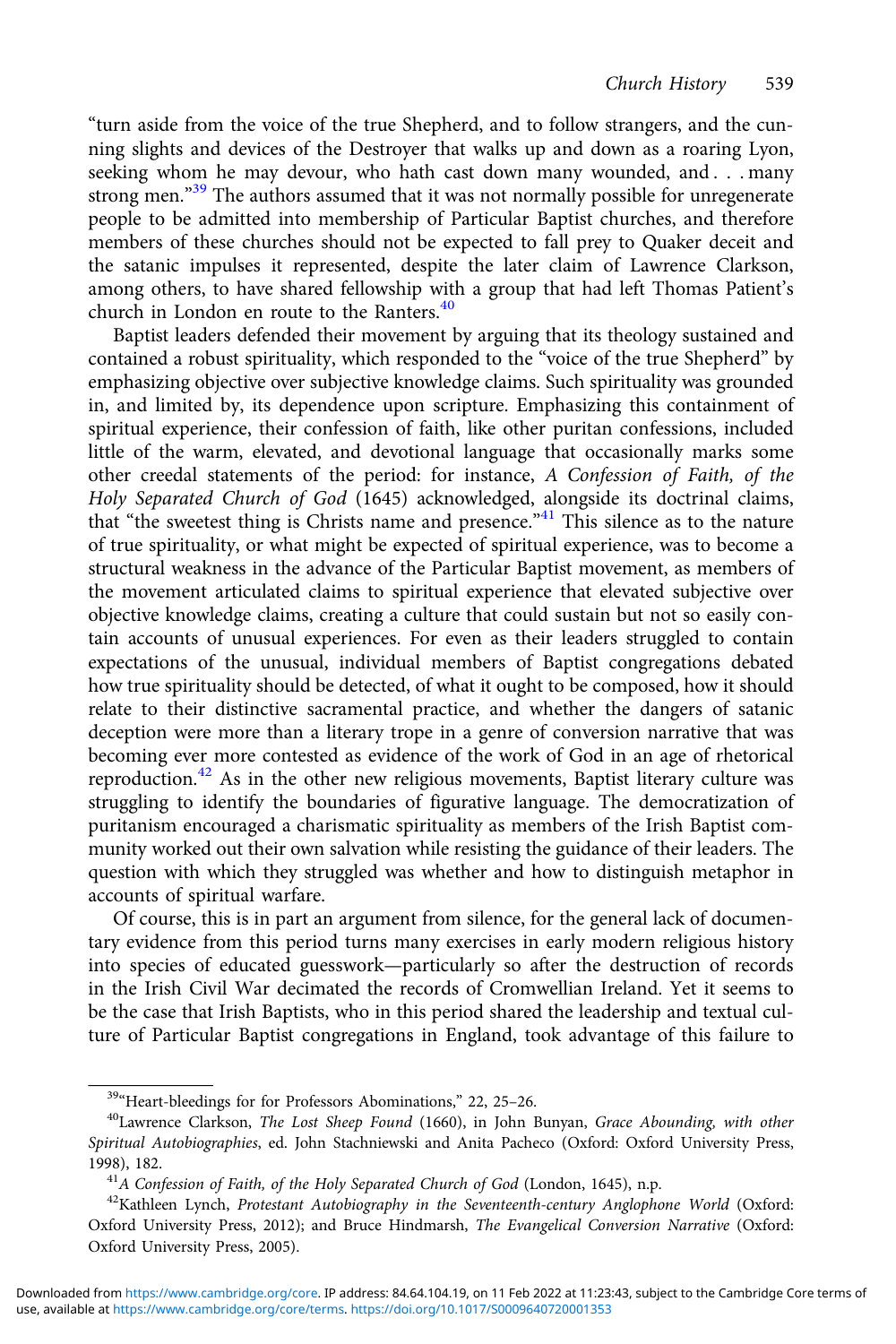"turn aside from the voice of the true Shepherd, and to follow strangers, and the cunning slights and devices of the Destroyer that walks up and down as a roaring Lyon, seeking whom he may devour, who hath cast down many wounded, and . . . many strong men."[39] The authors assumed that it was not normally possible for unregenerate people to be admitted into membership of Particular Baptist churches, and therefore members of these churches should not be expected to fall prey to Quaker deceit and the satanic impulses it represented, despite the later claim of Lawrence Clarkson, among others, to have shared fellowship with a group that had left Thomas Patient's church in London en route to the Ranters.[40]

Baptist leaders defended their movement by arguing that its theology sustained and contained a robust spirituality, which responded to the "voice of the true Shepherd" by emphasizing objective over subjective knowledge claims. Such spirituality was grounded in, and limited by, its dependence upon scripture. Emphasizing this containment of spiritual experience, their confession of faith, like other puritan confessions, included little of the warm, elevated, and devotional language that occasionally marks some other creedal statements of the period: for instance, *A Confession of Faith, of the Holy Separated Church of God* (1645) acknowledged, alongside its doctrinal claims, that "the sweetest thing is Christs name and presence."[41] This silence as to the nature of true spirituality, or what might be expected of spiritual experience, was to become a structural weakness in the advance of the Particular Baptist movement, as members of the movement articulated claims to spiritual experience that elevated subjective over objective knowledge claims, creating a culture that could sustain but not so easily contain accounts of unusual experiences. For even as their leaders struggled to contain expectations of the unusual, individual members of Baptist congregations debated how true spirituality should be detected, of what it ought to be composed, how it should relate to their distinctive sacramental practice, and whether the dangers of satanic deception were more than a literary trope in a genre of conversion narrative that was becoming ever more contested as evidence of the work of God in an age of rhetorical reproduction.[42] As in the other new religious movements, Baptist literary culture was struggling to identify the boundaries of figurative language. The democratization of puritanism encouraged a charismatic spirituality as members of the Irish Baptist community worked out their own salvation while resisting the guidance of their leaders. The question with which they struggled was whether and how to distinguish metaphor in accounts of spiritual warfare.

Of course, this is in part an argument from silence, for the general lack of documentary evidence from this period turns many exercises in early modern religious history into species of educated guesswork—particularly so after the destruction of records in the Irish Civil War decimated the records of Cromwellian Ireland. Yet it seems to be the case that Irish Baptists, who in this period shared the leadership and textual culture of Particular Baptist congregations in England, took advantage of this failure to

---

[39]"Heart-bleedings for for Professors Abominations," 22, 25–26.

[40]Lawrence Clarkson, *The Lost Sheep Found* (1660), in John Bunyan, *Grace Abounding, with other Spiritual Autobiographies*, ed. John Stachniewski and Anita Pacheco (Oxford: Oxford University Press, 1998), 182.

[41]*A Confession of Faith, of the Holy Separated Church of God* (London, 1645), n.p.

[42]Kathleen Lynch, *Protestant Autobiography in the Seventeenth-century Anglophone World* (Oxford: Oxford University Press, 2012); and Bruce Hindmarsh, *The Evangelical Conversion Narrative* (Oxford: Oxford University Press, 2005).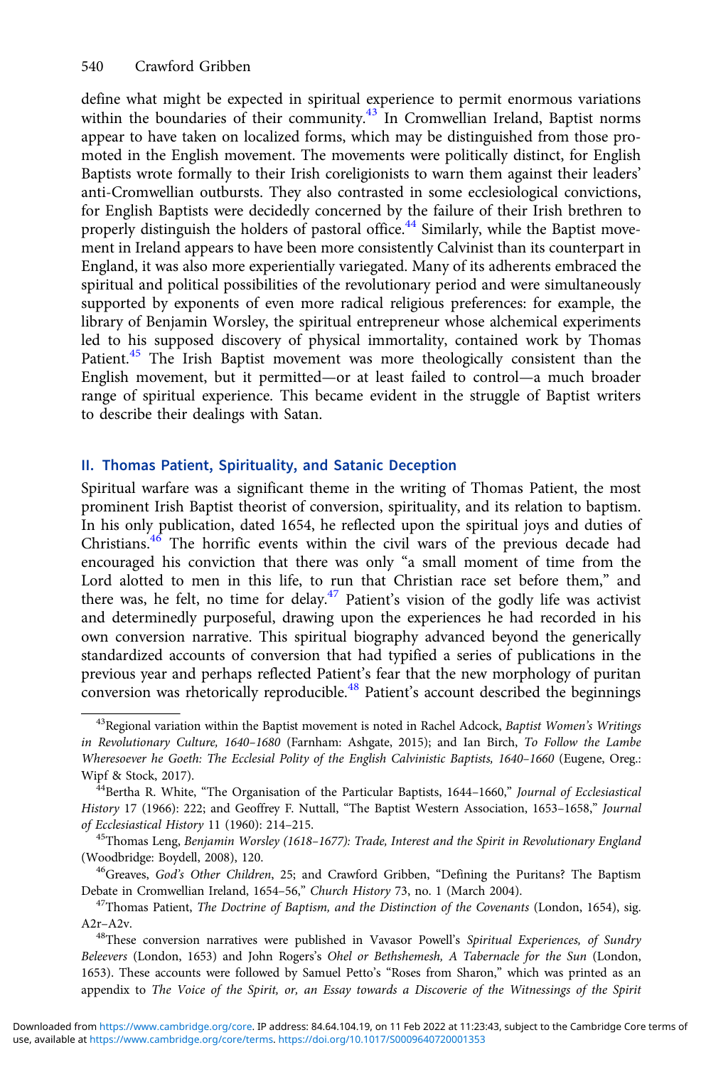define what might be expected in spiritual experience to permit enormous variations within the boundaries of their community.[43] In Cromwellian Ireland, Baptist norms appear to have taken on localized forms, which may be distinguished from those promoted in the English movement. The movements were politically distinct, for English Baptists wrote formally to their Irish coreligionists to warn them against their leaders' anti-Cromwellian outbursts. They also contrasted in some ecclesiological convictions, for English Baptists were decidedly concerned by the failure of their Irish brethren to properly distinguish the holders of pastoral office.[44] Similarly, while the Baptist movement in Ireland appears to have been more consistently Calvinist than its counterpart in England, it was also more experientially variegated. Many of its adherents embraced the spiritual and political possibilities of the revolutionary period and were simultaneously supported by exponents of even more radical religious preferences: for example, the library of Benjamin Worsley, the spiritual entrepreneur whose alchemical experiments led to his supposed discovery of physical immortality, contained work by Thomas Patient.[45] The Irish Baptist movement was more theologically consistent than the English movement, but it permitted—or at least failed to control—a much broader range of spiritual experience. This became evident in the struggle of Baptist writers to describe their dealings with Satan.

## II. Thomas Patient, Spirituality, and Satanic Deception

Spiritual warfare was a significant theme in the writing of Thomas Patient, the most prominent Irish Baptist theorist of conversion, spirituality, and its relation to baptism. In his only publication, dated 1654, he reflected upon the spiritual joys and duties of Christians.[46] The horrific events within the civil wars of the previous decade had encouraged his conviction that there was only "a small moment of time from the Lord alotted to men in this life, to run that Christian race set before them," and there was, he felt, no time for delay.[47] Patient's vision of the godly life was activist and determinedly purposeful, drawing upon the experiences he had recorded in his own conversion narrative. This spiritual biography advanced beyond the generically standardized accounts of conversion that had typified a series of publications in the previous year and perhaps reflected Patient's fear that the new morphology of puritan conversion was rhetorically reproducible.[48] Patient's account described the beginnings

---

[43]Regional variation within the Baptist movement is noted in Rachel Adcock, *Baptist Women's Writings in Revolutionary Culture, 1640–1680* (Farnham: Ashgate, 2015); and Ian Birch, *To Follow the Lambe Wheresoever he Goeth: The Ecclesial Polity of the English Calvinistic Baptists, 1640–1660* (Eugene, Oreg.: Wipf & Stock, 2017).

[44]Bertha R. White, "The Organisation of the Particular Baptists, 1644–1660," *Journal of Ecclesiastical History* 17 (1966): 222; and Geoffrey F. Nuttall, "The Baptist Western Association, 1653–1658," *Journal of Ecclesiastical History* 11 (1960): 214–215.

[45]Thomas Leng, *Benjamin Worsley (1618–1677): Trade, Interest and the Spirit in Revolutionary England* (Woodbridge: Boydell, 2008), 120.

[46]Greaves, *God's Other Children*, 25; and Crawford Gribben, "Defining the Puritans? The Baptism Debate in Cromwellian Ireland, 1654–56," *Church History* 73, no. 1 (March 2004).

[47]Thomas Patient, *The Doctrine of Baptism, and the Distinction of the Covenants* (London, 1654), sig. A2r–A2v.

[48]These conversion narratives were published in Vavasor Powell's *Spiritual Experiences, of Sundry Beleevers* (London, 1653) and John Rogers's *Ohel or Bethshemesh, A Tabernacle for the Sun* (London, 1653). These accounts were followed by Samuel Petto's "Roses from Sharon," which was printed as an appendix to *The Voice of the Spirit, or, an Essay towards a Discoverie of the Witnessings of the Spirit*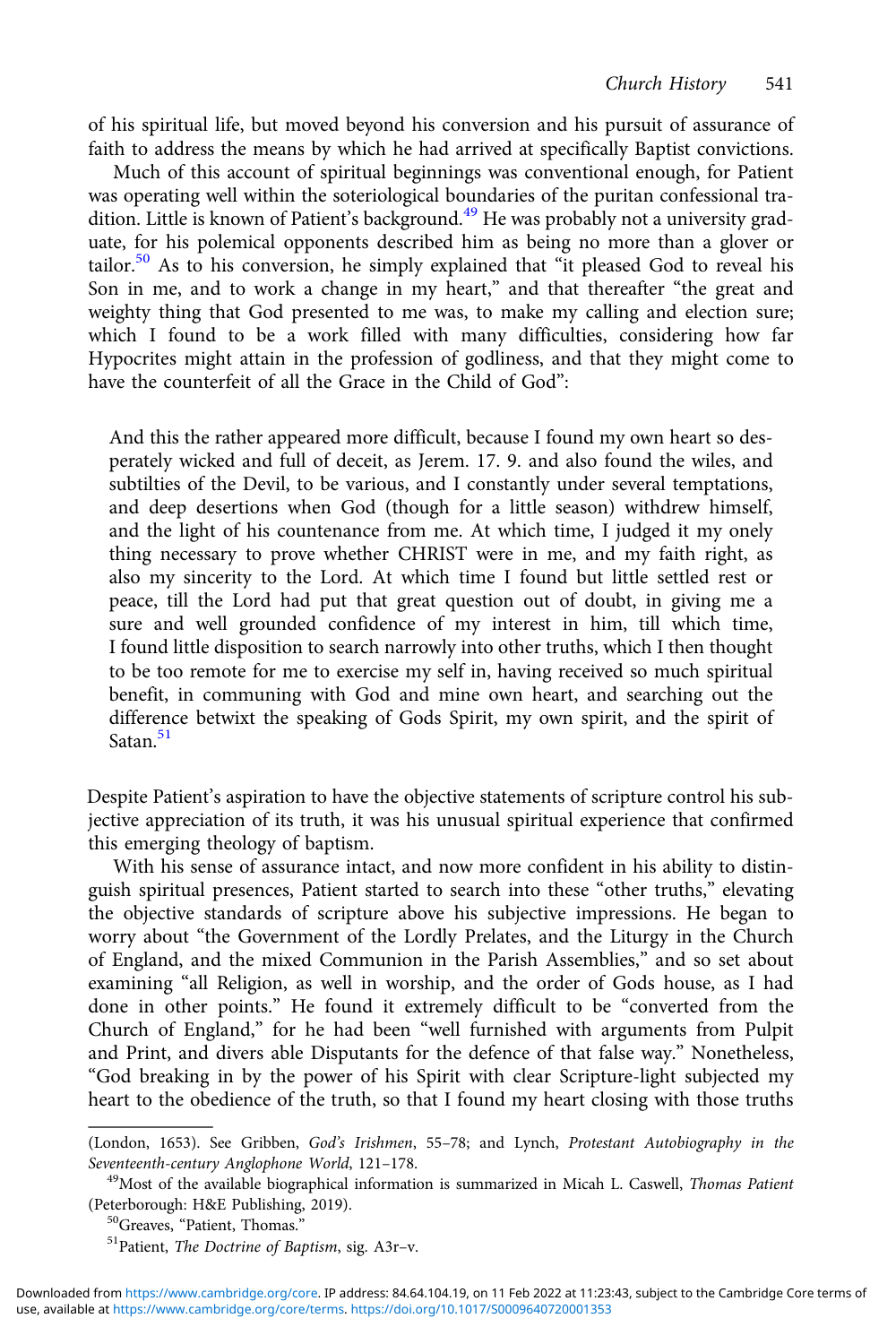of his spiritual life, but moved beyond his conversion and his pursuit of assurance of faith to address the means by which he had arrived at specifically Baptist convictions.

Much of this account of spiritual beginnings was conventional enough, for Patient was operating well within the soteriological boundaries of the puritan confessional tradition. Little is known of Patient's background.[49] He was probably not a university graduate, for his polemical opponents described him as being no more than a glover or tailor.[50] As to his conversion, he simply explained that "it pleased God to reveal his Son in me, and to work a change in my heart," and that thereafter "the great and weighty thing that God presented to me was, to make my calling and election sure; which I found to be a work filled with many difficulties, considering how far Hypocrites might attain in the profession of godliness, and that they might come to have the counterfeit of all the Grace in the Child of God":

> And this the rather appeared more difficult, because I found my own heart so desperately wicked and full of deceit, as Jerem. 17. 9. and also found the wiles, and subtilties of the Devil, to be various, and I constantly under several temptations, and deep desertions when God (though for a little season) withdrew himself, and the light of his countenance from me. At which time, I judged it my onely thing necessary to prove whether CHRIST were in me, and my faith right, as also my sincerity to the Lord. At which time I found but little settled rest or peace, till the Lord had put that great question out of doubt, in giving me a sure and well grounded confidence of my interest in him, till which time, I found little disposition to search narrowly into other truths, which I then thought to be too remote for me to exercise my self in, having received so much spiritual benefit, in communing with God and mine own heart, and searching out the difference betwixt the speaking of Gods Spirit, my own spirit, and the spirit of Satan.[51]

Despite Patient's aspiration to have the objective statements of scripture control his subjective appreciation of its truth, it was his unusual spiritual experience that confirmed this emerging theology of baptism.

With his sense of assurance intact, and now more confident in his ability to distinguish spiritual presences, Patient started to search into these "other truths," elevating the objective standards of scripture above his subjective impressions. He began to worry about "the Government of the Lordly Prelates, and the Liturgy in the Church of England, and the mixed Communion in the Parish Assemblies," and so set about examining "all Religion, as well in worship, and the order of Gods house, as I had done in other points." He found it extremely difficult to be "converted from the Church of England," for he had been "well furnished with arguments from Pulpit and Print, and divers able Disputants for the defence of that false way." Nonetheless, "God breaking in by the power of his Spirit with clear Scripture-light subjected my heart to the obedience of the truth, so that I found my heart closing with those truths

---

(London, 1653). See Gribben, *God's Irishmen*, 55–78; and Lynch, *Protestant Autobiography in the Seventeenth-century Anglophone World*, 121–178.

[49]Most of the available biographical information is summarized in Micah L. Caswell, *Thomas Patient* (Peterborough: H&E Publishing, 2019).

[50]Greaves, "Patient, Thomas."

[51]Patient, *The Doctrine of Baptism*, sig. A3r–v.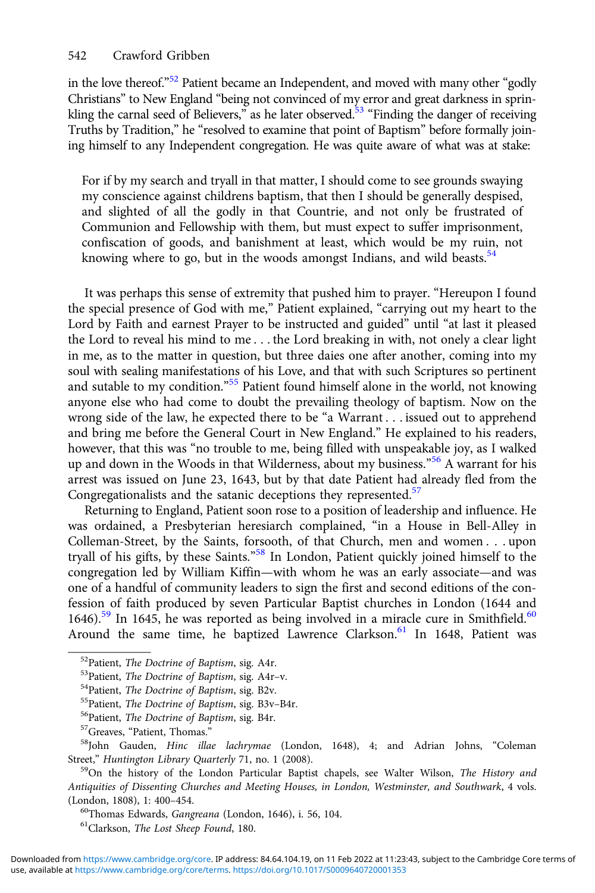in the love thereof."[52] Patient became an Independent, and moved with many other "godly Christians" to New England "being not convinced of my error and great darkness in sprinkling the carnal seed of Believers," as he later observed.[53] "Finding the danger of receiving Truths by Tradition," he "resolved to examine that point of Baptism" before formally joining himself to any Independent congregation. He was quite aware of what was at stake:

> For if by my search and tryall in that matter, I should come to see grounds swaying my conscience against childrens baptism, that then I should be generally despised, and slighted of all the godly in that Countrie, and not only be frustrated of Communion and Fellowship with them, but must expect to suffer imprisonment, confiscation of goods, and banishment at least, which would be my ruin, not knowing where to go, but in the woods amongst Indians, and wild beasts.[54]

It was perhaps this sense of extremity that pushed him to prayer. "Hereupon I found the special presence of God with me," Patient explained, "carrying out my heart to the Lord by Faith and earnest Prayer to be instructed and guided" until "at last it pleased the Lord to reveal his mind to me . . . the Lord breaking in with, not onely a clear light in me, as to the matter in question, but three daies one after another, coming into my soul with sealing manifestations of his Love, and that with such Scriptures so pertinent and sutable to my condition."[55] Patient found himself alone in the world, not knowing anyone else who had come to doubt the prevailing theology of baptism. Now on the wrong side of the law, he expected there to be "a Warrant . . . issued out to apprehend and bring me before the General Court in New England." He explained to his readers, however, that this was "no trouble to me, being filled with unspeakable joy, as I walked up and down in the Woods in that Wilderness, about my business."[56] A warrant for his arrest was issued on June 23, 1643, but by that date Patient had already fled from the Congregationalists and the satanic deceptions they represented.[57]

Returning to England, Patient soon rose to a position of leadership and influence. He was ordained, a Presbyterian heresiarch complained, "in a House in Bell-Alley in Colleman-Street, by the Saints, forsooth, of that Church, men and women . . . upon tryall of his gifts, by these Saints."[58] In London, Patient quickly joined himself to the congregation led by William Kiffin—with whom he was an early associate—and was one of a handful of community leaders to sign the first and second editions of the confession of faith produced by seven Particular Baptist churches in London (1644 and 1646).[59] In 1645, he was reported as being involved in a miracle cure in Smithfield.[60] Around the same time, he baptized Lawrence Clarkson.[61] In 1648, Patient was

---

[52] Patient, *The Doctrine of Baptism*, sig. A4r.

[53] Patient, *The Doctrine of Baptism*, sig. A4r–v.

[54] Patient, *The Doctrine of Baptism*, sig. B2v.

[55] Patient, *The Doctrine of Baptism*, sig. B3v–B4r.

[56] Patient, *The Doctrine of Baptism*, sig. B4r.

[57] Greaves, "Patient, Thomas."

[58] John Gauden, *Hinc illae lachrymae* (London, 1648), 4; and Adrian Johns, "Coleman Street," *Huntington Library Quarterly* 71, no. 1 (2008).

[59] On the history of the London Particular Baptist chapels, see Walter Wilson, *The History and Antiquities of Dissenting Churches and Meeting Houses, in London, Westminster, and Southwark*, 4 vols. (London, 1808), 1: 400–454.

[60] Thomas Edwards, *Gangreana* (London, 1646), i. 56, 104.

[61] Clarkson, *The Lost Sheep Found*, 180.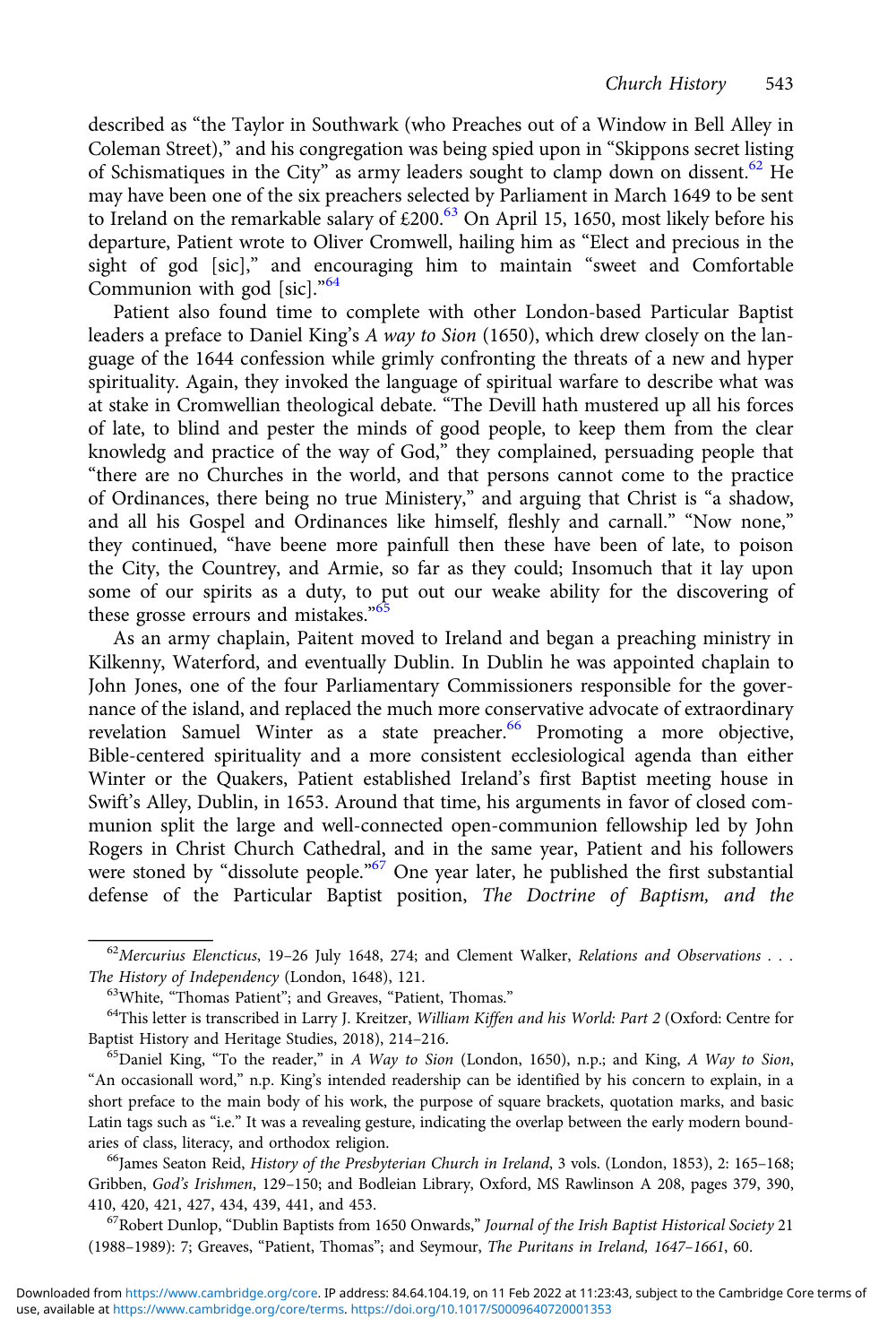described as "the Taylor in Southwark (who Preaches out of a Window in Bell Alley in Coleman Street)," and his congregation was being spied upon in "Skippons secret listing of Schismatiques in the City" as army leaders sought to clamp down on dissent.[62] He may have been one of the six preachers selected by Parliament in March 1649 to be sent to Ireland on the remarkable salary of £200.[63] On April 15, 1650, most likely before his departure, Patient wrote to Oliver Cromwell, hailing him as "Elect and precious in the sight of god [sic]," and encouraging him to maintain "sweet and Comfortable Communion with god [sic]."[64]

Patient also found time to complete with other London-based Particular Baptist leaders a preface to Daniel King's *A way to Sion* (1650), which drew closely on the language of the 1644 confession while grimly confronting the threats of a new and hyper spirituality. Again, they invoked the language of spiritual warfare to describe what was at stake in Cromwellian theological debate. "The Devill hath mustered up all his forces of late, to blind and pester the minds of good people, to keep them from the clear knowledg and practice of the way of God," they complained, persuading people that "there are no Churches in the world, and that persons cannot come to the practice of Ordinances, there being no true Ministery," and arguing that Christ is "a shadow, and all his Gospel and Ordinances like himself, fleshly and carnall." "Now none," they continued, "have beene more painfull then these have been of late, to poison the City, the Countrey, and Armie, so far as they could; Insomuch that it lay upon some of our spirits as a duty, to put out our weake ability for the discovering of these grosse errours and mistakes."[65]

As an army chaplain, Paitent moved to Ireland and began a preaching ministry in Kilkenny, Waterford, and eventually Dublin. In Dublin he was appointed chaplain to John Jones, one of the four Parliamentary Commissioners responsible for the governance of the island, and replaced the much more conservative advocate of extraordinary revelation Samuel Winter as a state preacher.[66] Promoting a more objective, Bible-centered spirituality and a more consistent ecclesiological agenda than either Winter or the Quakers, Patient established Ireland's first Baptist meeting house in Swift's Alley, Dublin, in 1653. Around that time, his arguments in favor of closed communion split the large and well-connected open-communion fellowship led by John Rogers in Christ Church Cathedral, and in the same year, Patient and his followers were stoned by "dissolute people."[67] One year later, he published the first substantial defense of the Particular Baptist position, *The Doctrine of Baptism, and the*

---

[62] *Mercurius Elencticus*, 19–26 July 1648, 274; and Clement Walker, *Relations and Observations . . . The History of Independency* (London, 1648), 121.

[63] White, "Thomas Patient"; and Greaves, "Patient, Thomas."

[64] This letter is transcribed in Larry J. Kreitzer, *William Kiffen and his World: Part 2* (Oxford: Centre for Baptist History and Heritage Studies, 2018), 214–216.

[65] Daniel King, "To the reader," in *A Way to Sion* (London, 1650), n.p.; and King, *A Way to Sion*, "An occasionall word," n.p. King's intended readership can be identified by his concern to explain, in a short preface to the main body of his work, the purpose of square brackets, quotation marks, and basic Latin tags such as "i.e." It was a revealing gesture, indicating the overlap between the early modern boundaries of class, literacy, and orthodox religion.

[66] James Seaton Reid, *History of the Presbyterian Church in Ireland*, 3 vols. (London, 1853), 2: 165–168; Gribben, *God's Irishmen*, 129–150; and Bodleian Library, Oxford, MS Rawlinson A 208, pages 379, 390, 410, 420, 421, 427, 434, 439, 441, and 453.

[67] Robert Dunlop, "Dublin Baptists from 1650 Onwards," *Journal of the Irish Baptist Historical Society* 21 (1988–1989): 7; Greaves, "Patient, Thomas"; and Seymour, *The Puritans in Ireland, 1647–1661*, 60.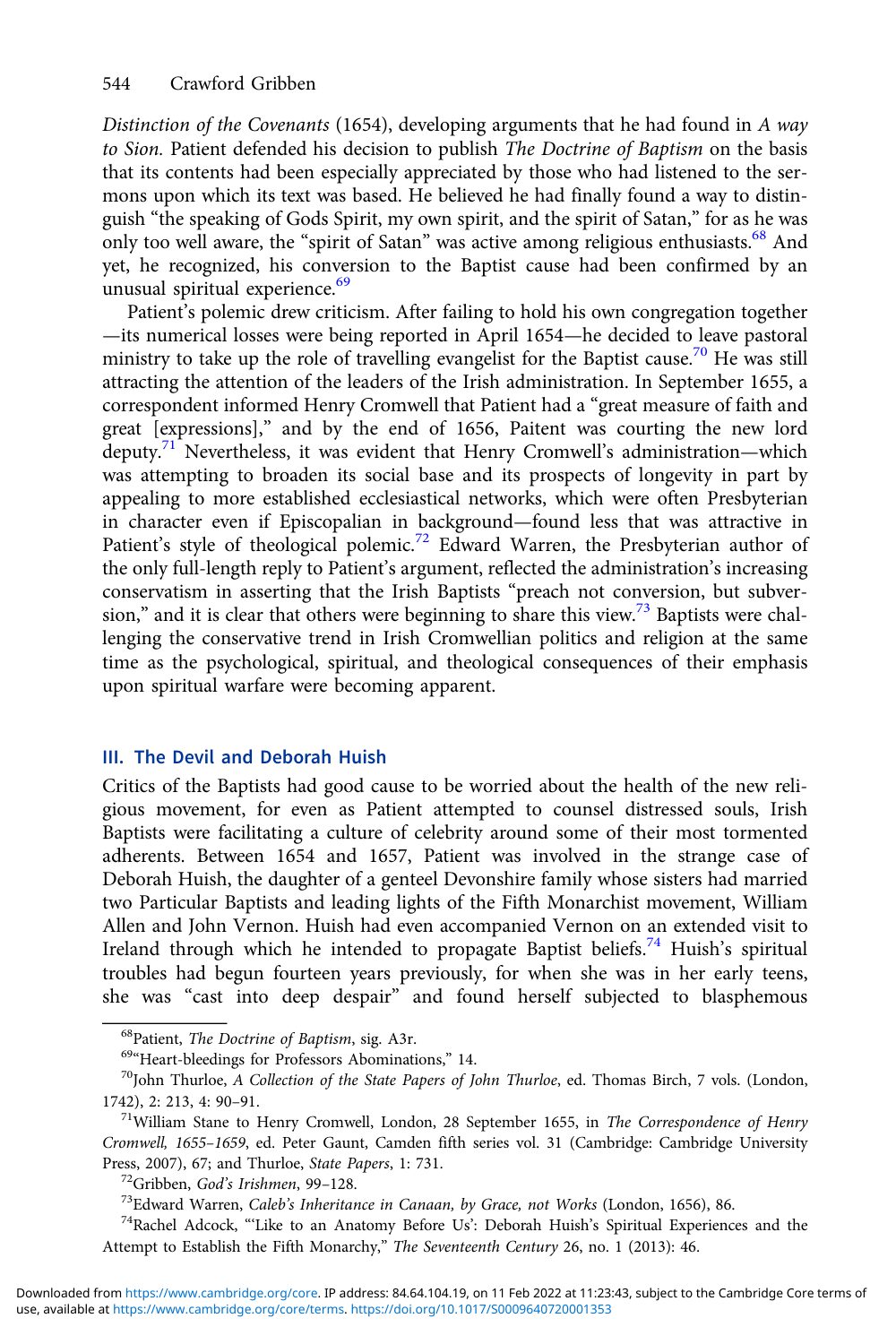*Distinction of the Covenants* (1654), developing arguments that he had found in *A way to Sion.* Patient defended his decision to publish *The Doctrine of Baptism* on the basis that its contents had been especially appreciated by those who had listened to the sermons upon which its text was based. He believed he had finally found a way to distinguish "the speaking of Gods Spirit, my own spirit, and the spirit of Satan," for as he was only too well aware, the "spirit of Satan" was active among religious enthusiasts.[68] And yet, he recognized, his conversion to the Baptist cause had been confirmed by an unusual spiritual experience.[69]

Patient's polemic drew criticism. After failing to hold his own congregation together —its numerical losses were being reported in April 1654—he decided to leave pastoral ministry to take up the role of travelling evangelist for the Baptist cause.[70] He was still attracting the attention of the leaders of the Irish administration. In September 1655, a correspondent informed Henry Cromwell that Patient had a "great measure of faith and great [expressions]," and by the end of 1656, Paitent was courting the new lord deputy.[71] Nevertheless, it was evident that Henry Cromwell's administration—which was attempting to broaden its social base and its prospects of longevity in part by appealing to more established ecclesiastical networks, which were often Presbyterian in character even if Episcopalian in background—found less that was attractive in Patient's style of theological polemic.[72] Edward Warren, the Presbyterian author of the only full-length reply to Patient's argument, reflected the administration's increasing conservatism in asserting that the Irish Baptists "preach not conversion, but subversion," and it is clear that others were beginning to share this view.[73] Baptists were challenging the conservative trend in Irish Cromwellian politics and religion at the same time as the psychological, spiritual, and theological consequences of their emphasis upon spiritual warfare were becoming apparent.

## III. The Devil and Deborah Huish

Critics of the Baptists had good cause to be worried about the health of the new religious movement, for even as Patient attempted to counsel distressed souls, Irish Baptists were facilitating a culture of celebrity around some of their most tormented adherents. Between 1654 and 1657, Patient was involved in the strange case of Deborah Huish, the daughter of a genteel Devonshire family whose sisters had married two Particular Baptists and leading lights of the Fifth Monarchist movement, William Allen and John Vernon. Huish had even accompanied Vernon on an extended visit to Ireland through which he intended to propagate Baptist beliefs.[74] Huish's spiritual troubles had begun fourteen years previously, for when she was in her early teens, she was "cast into deep despair" and found herself subjected to blasphemous

---

[68] Patient, *The Doctrine of Baptism*, sig. A3r.

[69] "Heart-bleedings for Professors Abominations," 14.

[70] John Thurloe, *A Collection of the State Papers of John Thurloe*, ed. Thomas Birch, 7 vols. (London, 1742), 2: 213, 4: 90–91.

[71] William Stane to Henry Cromwell, London, 28 September 1655, in *The Correspondence of Henry Cromwell, 1655–1659*, ed. Peter Gaunt, Camden fifth series vol. 31 (Cambridge: Cambridge University Press, 2007), 67; and Thurloe, *State Papers*, 1: 731.

[72] Gribben, *God's Irishmen*, 99–128.

[73] Edward Warren, *Caleb's Inheritance in Canaan, by Grace, not Works* (London, 1656), 86.

[74] Rachel Adcock, "'Like to an Anatomy Before Us': Deborah Huish's Spiritual Experiences and the Attempt to Establish the Fifth Monarchy," *The Seventeenth Century* 26, no. 1 (2013): 46.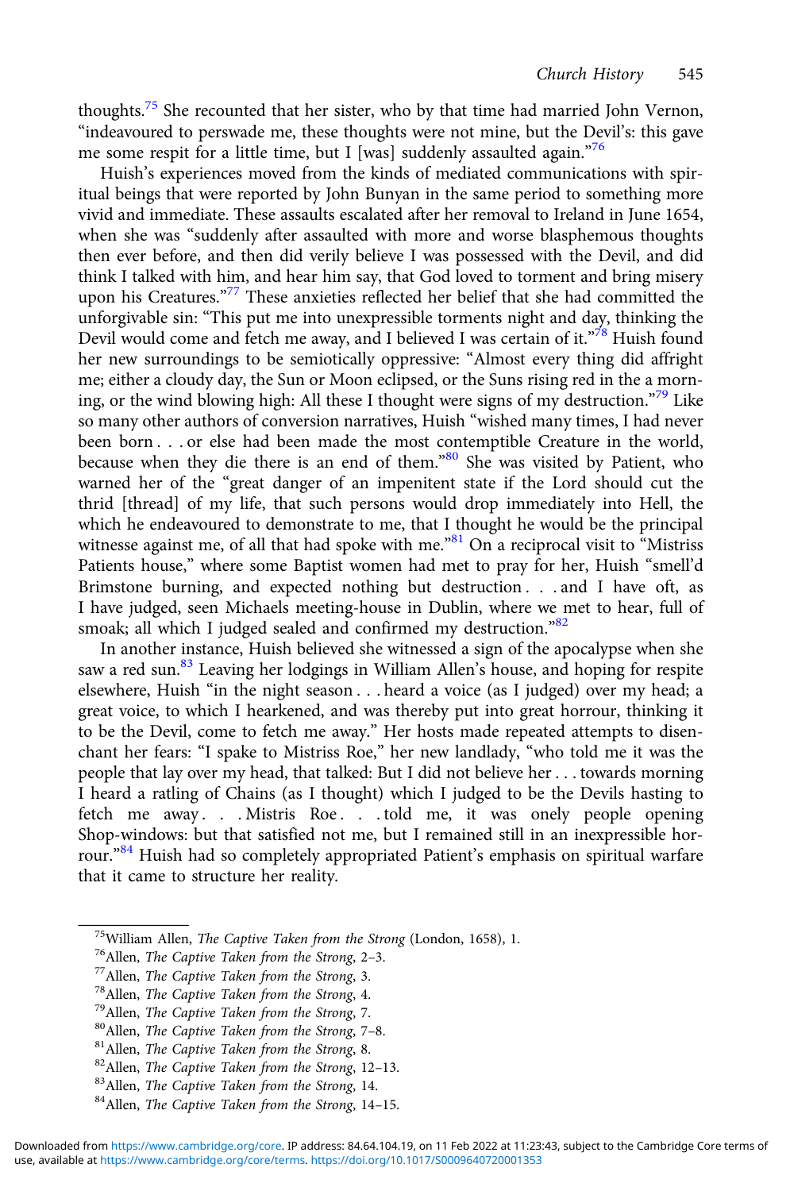thoughts.[75] She recounted that her sister, who by that time had married John Vernon, "indeavoured to perswade me, these thoughts were not mine, but the Devil's: this gave me some respit for a little time, but I [was] suddenly assaulted again."[76]

Huish's experiences moved from the kinds of mediated communications with spiritual beings that were reported by John Bunyan in the same period to something more vivid and immediate. These assaults escalated after her removal to Ireland in June 1654, when she was "suddenly after assaulted with more and worse blasphemous thoughts then ever before, and then did verily believe I was possessed with the Devil, and did think I talked with him, and hear him say, that God loved to torment and bring misery upon his Creatures."[77] These anxieties reflected her belief that she had committed the unforgivable sin: "This put me into unexpressible torments night and day, thinking the Devil would come and fetch me away, and I believed I was certain of it."[78] Huish found her new surroundings to be semiotically oppressive: "Almost every thing did affright me; either a cloudy day, the Sun or Moon eclipsed, or the Suns rising red in the a morning, or the wind blowing high: All these I thought were signs of my destruction."[79] Like so many other authors of conversion narratives, Huish "wished many times, I had never been born . . . or else had been made the most contemptible Creature in the world, because when they die there is an end of them."[80] She was visited by Patient, who warned her of the "great danger of an impenitent state if the Lord should cut the thrid [thread] of my life, that such persons would drop immediately into Hell, the which he endeavoured to demonstrate to me, that I thought he would be the principal witnesse against me, of all that had spoke with me."[81] On a reciprocal visit to "Mistriss Patients house," where some Baptist women had met to pray for her, Huish "smell'd Brimstone burning, and expected nothing but destruction . . . and I have oft, as I have judged, seen Michaels meeting-house in Dublin, where we met to hear, full of smoak; all which I judged sealed and confirmed my destruction."[82]

In another instance, Huish believed she witnessed a sign of the apocalypse when she saw a red sun.[83] Leaving her lodgings in William Allen's house, and hoping for respite elsewhere, Huish "in the night season . . . heard a voice (as I judged) over my head; a great voice, to which I hearkened, and was thereby put into great horrour, thinking it to be the Devil, come to fetch me away." Her hosts made repeated attempts to disenchant her fears: "I spake to Mistriss Roe," her new landlady, "who told me it was the people that lay over my head, that talked: But I did not believe her . . . towards morning I heard a ratling of Chains (as I thought) which I judged to be the Devils hasting to fetch me away . . . Mistris Roe . . . told me, it was onely people opening Shop-windows: but that satisfied not me, but I remained still in an inexpressible horrour."[84] Huish had so completely appropriated Patient's emphasis on spiritual warfare that it came to structure her reality.

[75]William Allen, *The Captive Taken from the Strong* (London, 1658), 1.
[76]Allen, *The Captive Taken from the Strong*, 2–3.
[77]Allen, *The Captive Taken from the Strong*, 3.
[78]Allen, *The Captive Taken from the Strong*, 4.
[79]Allen, *The Captive Taken from the Strong*, 7.
[80]Allen, *The Captive Taken from the Strong*, 7–8.
[81]Allen, *The Captive Taken from the Strong*, 8.
[82]Allen, *The Captive Taken from the Strong*, 12–13.
[83]Allen, *The Captive Taken from the Strong*, 14.
[84]Allen, *The Captive Taken from the Strong*, 14–15.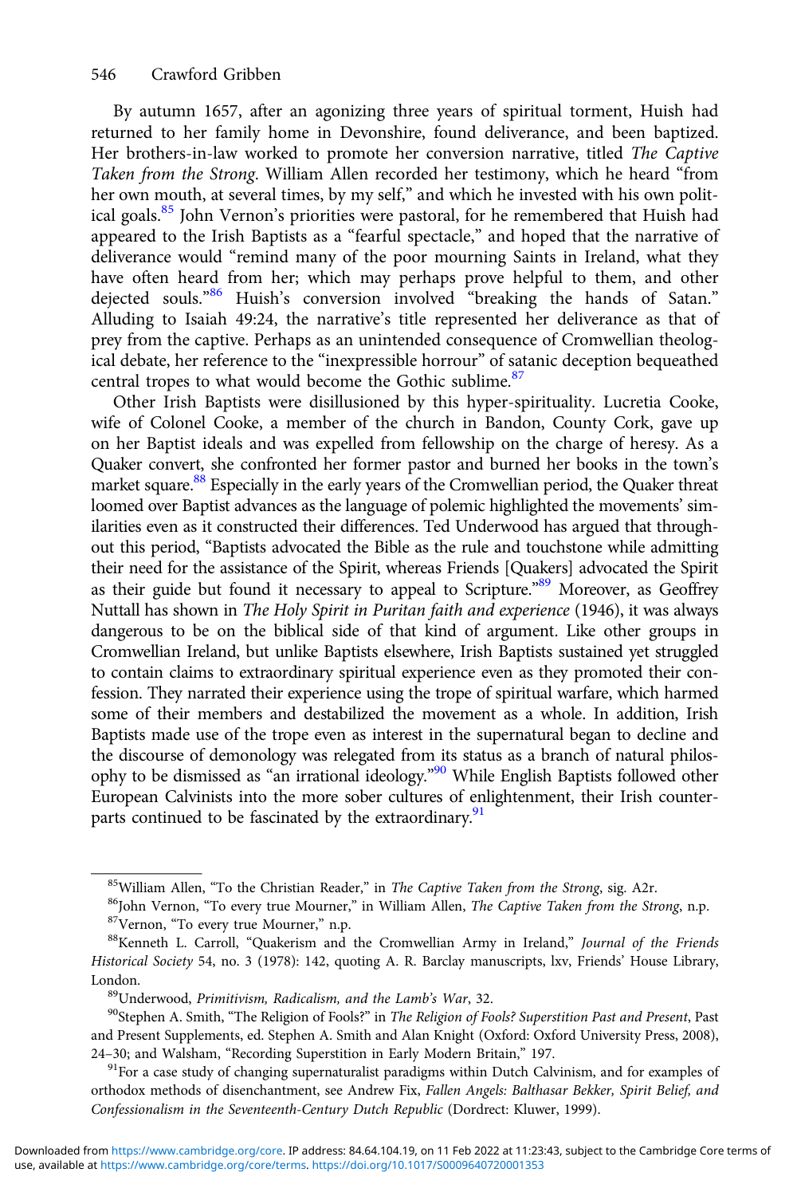By autumn 1657, after an agonizing three years of spiritual torment, Huish had returned to her family home in Devonshire, found deliverance, and been baptized. Her brothers-in-law worked to promote her conversion narrative, titled *The Captive Taken from the Strong*. William Allen recorded her testimony, which he heard "from her own mouth, at several times, by my self," and which he invested with his own political goals.[85] John Vernon's priorities were pastoral, for he remembered that Huish had appeared to the Irish Baptists as a "fearful spectacle," and hoped that the narrative of deliverance would "remind many of the poor mourning Saints in Ireland, what they have often heard from her; which may perhaps prove helpful to them, and other dejected souls."[86] Huish's conversion involved "breaking the hands of Satan." Alluding to Isaiah 49:24, the narrative's title represented her deliverance as that of prey from the captive. Perhaps as an unintended consequence of Cromwellian theological debate, her reference to the "inexpressible horrour" of satanic deception bequeathed central tropes to what would become the Gothic sublime.[87]

Other Irish Baptists were disillusioned by this hyper-spirituality. Lucretia Cooke, wife of Colonel Cooke, a member of the church in Bandon, County Cork, gave up on her Baptist ideals and was expelled from fellowship on the charge of heresy. As a Quaker convert, she confronted her former pastor and burned her books in the town's market square.[88] Especially in the early years of the Cromwellian period, the Quaker threat loomed over Baptist advances as the language of polemic highlighted the movements' similarities even as it constructed their differences. Ted Underwood has argued that throughout this period, "Baptists advocated the Bible as the rule and touchstone while admitting their need for the assistance of the Spirit, whereas Friends [Quakers] advocated the Spirit as their guide but found it necessary to appeal to Scripture."[89] Moreover, as Geoffrey Nuttall has shown in *The Holy Spirit in Puritan faith and experience* (1946), it was always dangerous to be on the biblical side of that kind of argument. Like other groups in Cromwellian Ireland, but unlike Baptists elsewhere, Irish Baptists sustained yet struggled to contain claims to extraordinary spiritual experience even as they promoted their confession. They narrated their experience using the trope of spiritual warfare, which harmed some of their members and destabilized the movement as a whole. In addition, Irish Baptists made use of the trope even as interest in the supernatural began to decline and the discourse of demonology was relegated from its status as a branch of natural philosophy to be dismissed as "an irrational ideology."[90] While English Baptists followed other European Calvinists into the more sober cultures of enlightenment, their Irish counterparts continued to be fascinated by the extraordinary.[91]

---

[85]William Allen, "To the Christian Reader," in *The Captive Taken from the Strong*, sig. A2r.

[86]John Vernon, "To every true Mourner," in William Allen, *The Captive Taken from the Strong*, n.p.

[87]Vernon, "To every true Mourner," n.p.

[88]Kenneth L. Carroll, "Quakerism and the Cromwellian Army in Ireland," *Journal of the Friends Historical Society* 54, no. 3 (1978): 142, quoting A. R. Barclay manuscripts, lxv, Friends' House Library, London.

[89]Underwood, *Primitivism, Radicalism, and the Lamb's War*, 32.

[90]Stephen A. Smith, "The Religion of Fools?" in *The Religion of Fools? Superstition Past and Present*, Past and Present Supplements, ed. Stephen A. Smith and Alan Knight (Oxford: Oxford University Press, 2008), 24–30; and Walsham, "Recording Superstition in Early Modern Britain," 197.

[91]For a case study of changing supernaturalist paradigms within Dutch Calvinism, and for examples of orthodox methods of disenchantment, see Andrew Fix, *Fallen Angels: Balthasar Bekker, Spirit Belief, and Confessionalism in the Seventeenth-Century Dutch Republic* (Dordrect: Kluwer, 1999).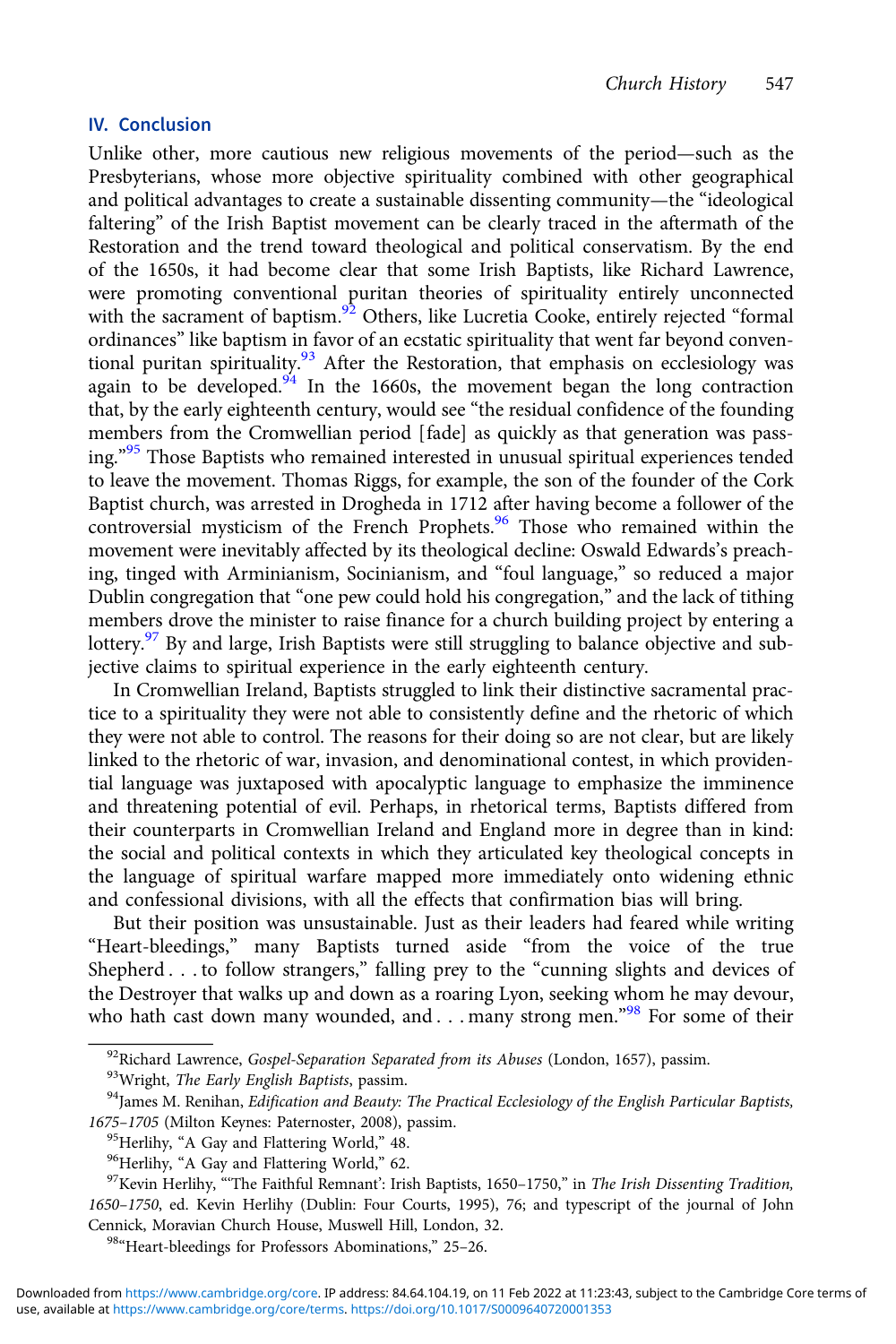## IV. Conclusion

Unlike other, more cautious new religious movements of the period—such as the Presbyterians, whose more objective spirituality combined with other geographical and political advantages to create a sustainable dissenting community—the "ideological faltering" of the Irish Baptist movement can be clearly traced in the aftermath of the Restoration and the trend toward theological and political conservatism. By the end of the 1650s, it had become clear that some Irish Baptists, like Richard Lawrence, were promoting conventional puritan theories of spirituality entirely unconnected with the sacrament of baptism.[92] Others, like Lucretia Cooke, entirely rejected "formal ordinances" like baptism in favor of an ecstatic spirituality that went far beyond conventional puritan spirituality.[93] After the Restoration, that emphasis on ecclesiology was again to be developed.[94] In the 1660s, the movement began the long contraction that, by the early eighteenth century, would see "the residual confidence of the founding members from the Cromwellian period [fade] as quickly as that generation was passing."[95] Those Baptists who remained interested in unusual spiritual experiences tended to leave the movement. Thomas Riggs, for example, the son of the founder of the Cork Baptist church, was arrested in Drogheda in 1712 after having become a follower of the controversial mysticism of the French Prophets.[96] Those who remained within the movement were inevitably affected by its theological decline: Oswald Edwards's preaching, tinged with Arminianism, Socinianism, and "foul language," so reduced a major Dublin congregation that "one pew could hold his congregation," and the lack of tithing members drove the minister to raise finance for a church building project by entering a lottery.[97] By and large, Irish Baptists were still struggling to balance objective and subjective claims to spiritual experience in the early eighteenth century.

In Cromwellian Ireland, Baptists struggled to link their distinctive sacramental practice to a spirituality they were not able to consistently define and the rhetoric of which they were not able to control. The reasons for their doing so are not clear, but are likely linked to the rhetoric of war, invasion, and denominational contest, in which providential language was juxtaposed with apocalyptic language to emphasize the imminence and threatening potential of evil. Perhaps, in rhetorical terms, Baptists differed from their counterparts in Cromwellian Ireland and England more in degree than in kind: the social and political contexts in which they articulated key theological concepts in the language of spiritual warfare mapped more immediately onto widening ethnic and confessional divisions, with all the effects that confirmation bias will bring.

But their position was unsustainable. Just as their leaders had feared while writing "Heart-bleedings," many Baptists turned aside "from the voice of the true Shepherd . . . to follow strangers," falling prey to the "cunning slights and devices of the Destroyer that walks up and down as a roaring Lyon, seeking whom he may devour, who hath cast down many wounded, and . . . many strong men."[98] For some of their

---

[92] Richard Lawrence, *Gospel-Separation Separated from its Abuses* (London, 1657), passim.

[93] Wright, *The Early English Baptists*, passim.

[94] James M. Renihan, *Edification and Beauty: The Practical Ecclesiology of the English Particular Baptists, 1675–1705* (Milton Keynes: Paternoster, 2008), passim.

[95] Herlihy, "A Gay and Flattering World," 48.

[96] Herlihy, "A Gay and Flattering World," 62.

[97] Kevin Herlihy, "'The Faithful Remnant': Irish Baptists, 1650–1750," in *The Irish Dissenting Tradition, 1650–1750*, ed. Kevin Herlihy (Dublin: Four Courts, 1995), 76; and typescript of the journal of John Cennick, Moravian Church House, Muswell Hill, London, 32.

[98] "Heart-bleedings for Professors Abominations," 25–26.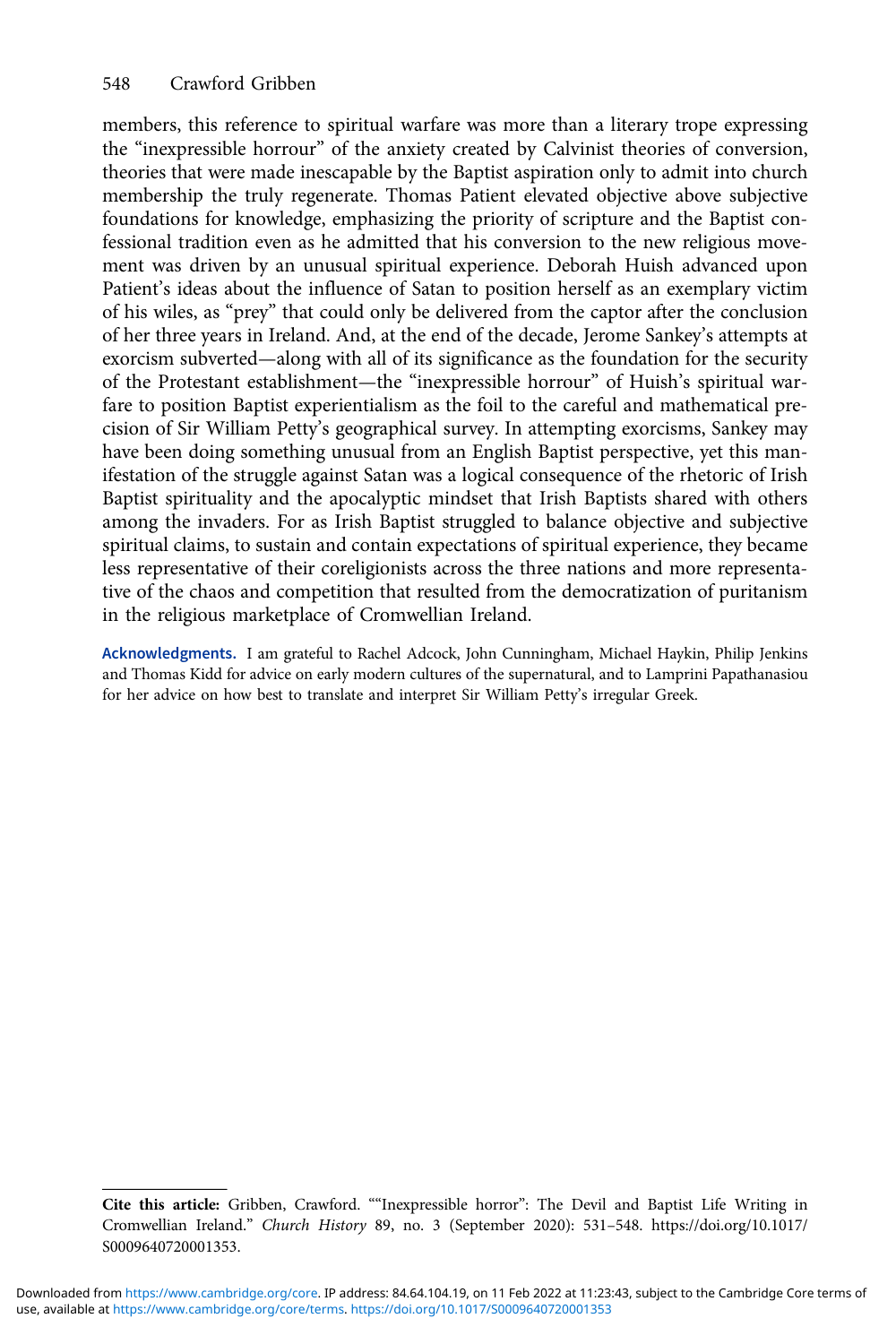members, this reference to spiritual warfare was more than a literary trope expressing the "inexpressible horrour" of the anxiety created by Calvinist theories of conversion, theories that were made inescapable by the Baptist aspiration only to admit into church membership the truly regenerate. Thomas Patient elevated objective above subjective foundations for knowledge, emphasizing the priority of scripture and the Baptist confessional tradition even as he admitted that his conversion to the new religious movement was driven by an unusual spiritual experience. Deborah Huish advanced upon Patient's ideas about the influence of Satan to position herself as an exemplary victim of his wiles, as "prey" that could only be delivered from the captor after the conclusion of her three years in Ireland. And, at the end of the decade, Jerome Sankey's attempts at exorcism subverted—along with all of its significance as the foundation for the security of the Protestant establishment—the "inexpressible horrour" of Huish's spiritual warfare to position Baptist experientialism as the foil to the careful and mathematical precision of Sir William Petty's geographical survey. In attempting exorcisms, Sankey may have been doing something unusual from an English Baptist perspective, yet this manifestation of the struggle against Satan was a logical consequence of the rhetoric of Irish Baptist spirituality and the apocalyptic mindset that Irish Baptists shared with others among the invaders. For as Irish Baptist struggled to balance objective and subjective spiritual claims, to sustain and contain expectations of spiritual experience, they became less representative of their coreligionists across the three nations and more representative of the chaos and competition that resulted from the democratization of puritanism in the religious marketplace of Cromwellian Ireland.

**Acknowledgments.** I am grateful to Rachel Adcock, John Cunningham, Michael Haykin, Philip Jenkins and Thomas Kidd for advice on early modern cultures of the supernatural, and to Lamprini Papathanasiou for her advice on how best to translate and interpret Sir William Petty's irregular Greek.

**Cite this article:** Gribben, Crawford. ""Inexpressible horror": The Devil and Baptist Life Writing in Cromwellian Ireland." *Church History* 89, no. 3 (September 2020): 531–548. https://doi.org/10.1017/S0009640720001353.